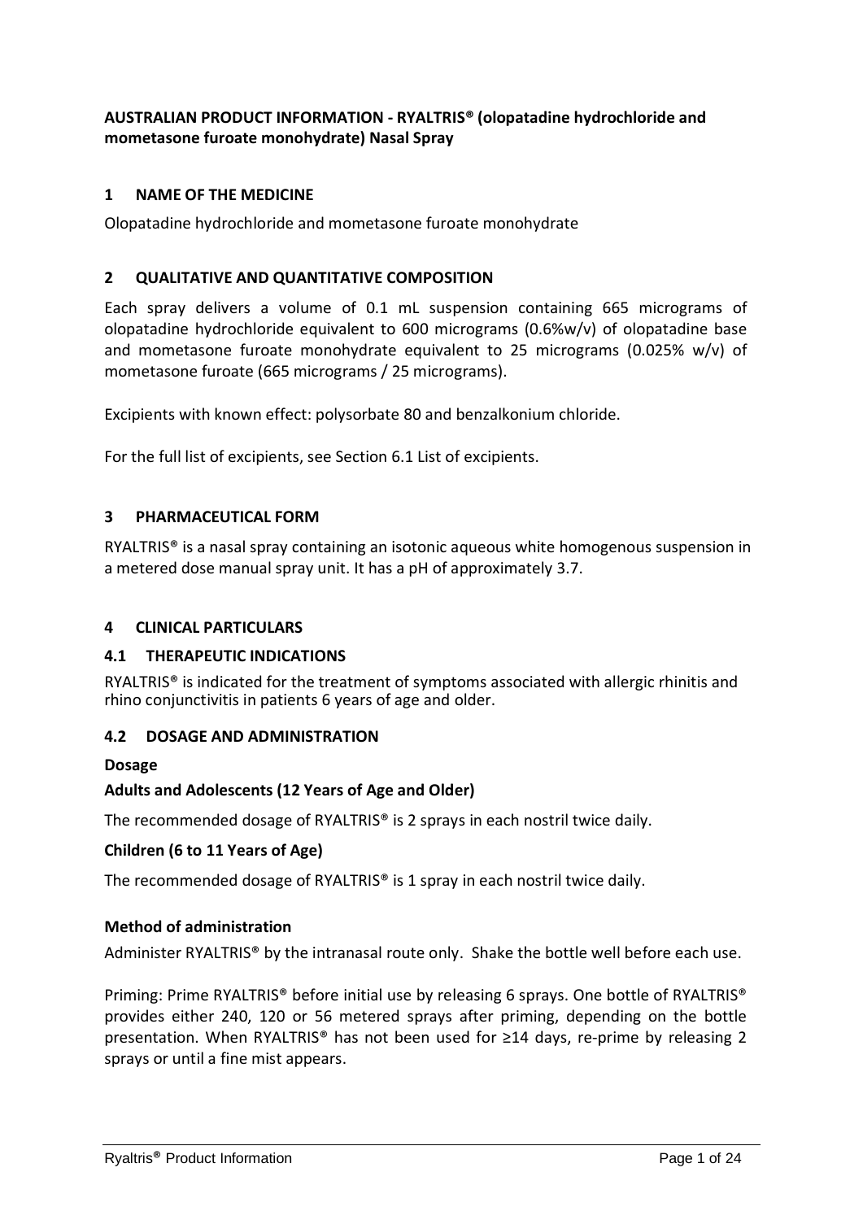**AUSTRALIAN PRODUCT INFORMATION - RYALTRIS® (olopatadine hydrochloride and mometasone furoate monohydrate) Nasal Spray**

## 1 NAME OF THE MEDICINE

Olopatadine hydrochloride and mometasone furoate monohydrate

## 2 QUALITATIVE AND QUANTITATIVE COMPOSITION

Each spray delivers a volume of 0.1 mL suspension containing 665 micrograms of olopatadine hydrochloride equivalent to 600 micrograms (0.6%w/v) of olopatadine base and mometasone furoate monohydrate equivalent to 25 micrograms (0.025% w/v) of mometasone furoate (665 micrograms / 25 micrograms).

Excipients with known effect: polysorbate 80 and benzalkonium chloride.

For the full list of excipients, see Section 6.1 List of excipients.

## 3 PHARMACEUTICAL FORM

RYALTRIS® is a nasal spray containing an isotonic aqueous white homogenous suspension in a metered dose manual spray unit. It has a pH of approximately 3.7.

## 4 CLINICAL PARTICULARS

### 4.1 THERAPEUTIC INDICATIONS

RYALTRIS® is indicated for the treatment of symptoms associated with allergic rhinitis and rhino conjunctivitis in patients 6 years of age and older.

### 4.2 DOSAGE AND ADMINISTRATION

**Dosage**

**Adults and Adolescents (12 Years of Age and Older)**

The recommended dosage of RYALTRIS® is 2 sprays in each nostril twice daily.

**Children (6 to 11 Years of Age)**

The recommended dosage of RYALTRIS® is 1 spray in each nostril twice daily.

**Method of administration**

Administer RYALTRIS® by the intranasal route only. Shake the bottle well before each use.

Priming: Prime RYALTRIS® before initial use by releasing 6 sprays. One bottle of RYALTRIS® provides either 240, 120 or 56 metered sprays after priming, depending on the bottle presentation. When RYALTRIS® has not been used for ≥14 days, re-prime by releasing 2 sprays or until a fine mist appears.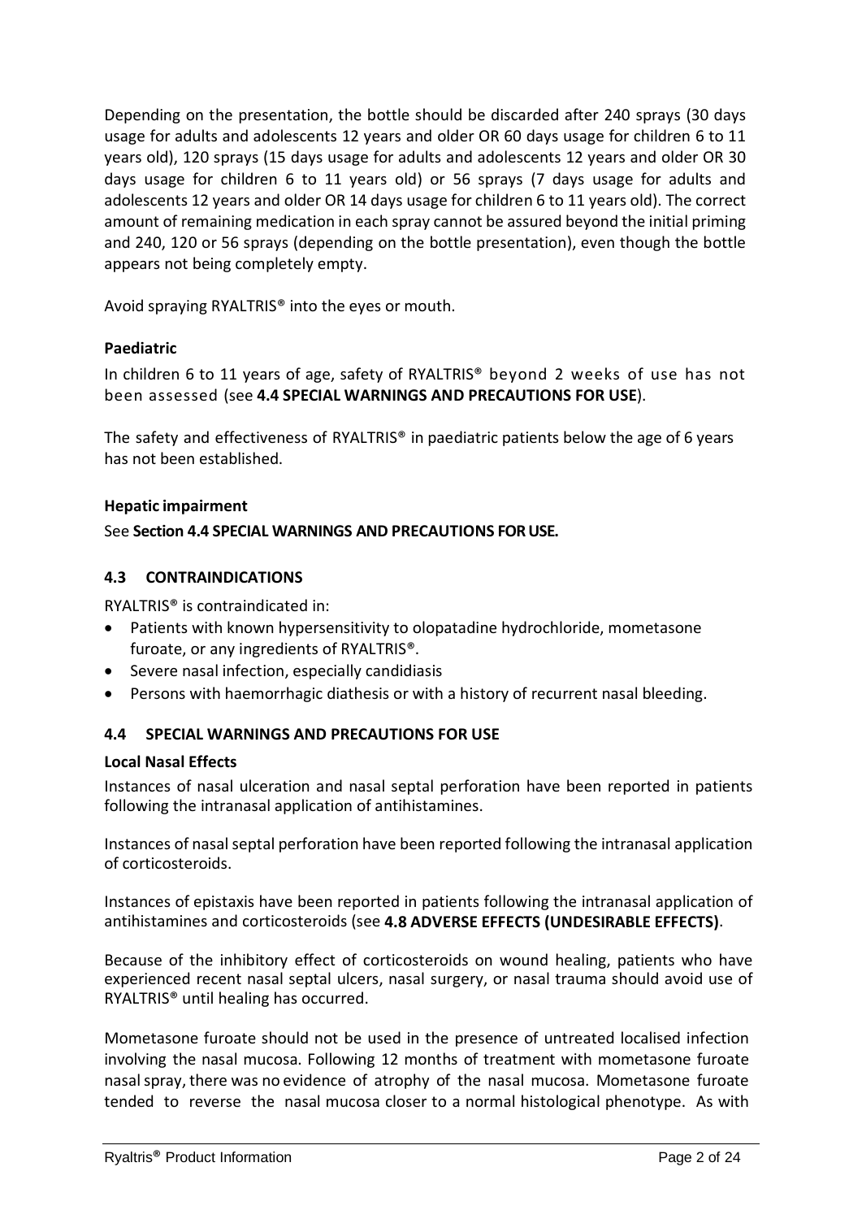Depending on the presentation, the bottle should be discarded after 240 sprays (30 days usage for adults and adolescents 12 years and older OR 60 days usage for children 6 to 11 years old), 120 sprays (15 days usage for adults and adolescents 12 years and older OR 30 days usage for children 6 to 11 years old) or 56 sprays (7 days usage for adults and adolescents 12 years and older OR 14 days usage for children 6 to 11 years old). The correct amount of remaining medication in each spray cannot be assured beyond the initial priming and 240, 120 or 56 sprays (depending on the bottle presentation), even though the bottle appears not being completely empty.

Avoid spraying RYALTRIS® into the eyes or mouth.

**Paediatric**

In children 6 to 11 years of age, safety of RYALTRIS® beyond 2 weeks of use has not been assessed (see **4.4 SPECIAL WARNINGS AND PRECAUTIONS FOR USE**).

The safety and effectiveness of RYALTRIS® in paediatric patients below the age of 6 years has not been established.

**Hepatic impairment**

See **Section 4.4 SPECIAL WARNINGS AND PRECAUTIONS FOR USE.**

## 4.3 CONTRAINDICATIONS

RYALTRIS® is contraindicated in:

- Patients with known hypersensitivity to olopatadine hydrochloride, mometasone furoate, or any ingredients of RYALTRIS®.
- Severe nasal infection, especially candidiasis
- Persons with haemorrhagic diathesis or with a history of recurrent nasal bleeding.

## 4.4 SPECIAL WARNINGS AND PRECAUTIONS FOR USE

**Local Nasal Effects**

Instances of nasal ulceration and nasal septal perforation have been reported in patients following the intranasal application of antihistamines.

Instances of nasal septal perforation have been reported following the intranasal application of corticosteroids.

Instances of epistaxis have been reported in patients following the intranasal application of antihistamines and corticosteroids (see **4.8 ADVERSE EFFECTS (UNDESIRABLE EFFECTS)**.

Because of the inhibitory effect of corticosteroids on wound healing, patients who have experienced recent nasal septal ulcers, nasal surgery, or nasal trauma should avoid use of RYALTRIS® until healing has occurred.

Mometasone furoate should not be used in the presence of untreated localised infection involving the nasal mucosa. Following 12 months of treatment with mometasone furoate nasal spray, there was no evidence of atrophy of the nasal mucosa. Mometasone furoate tended to reverse the nasal mucosa closer to a normal histological phenotype. As with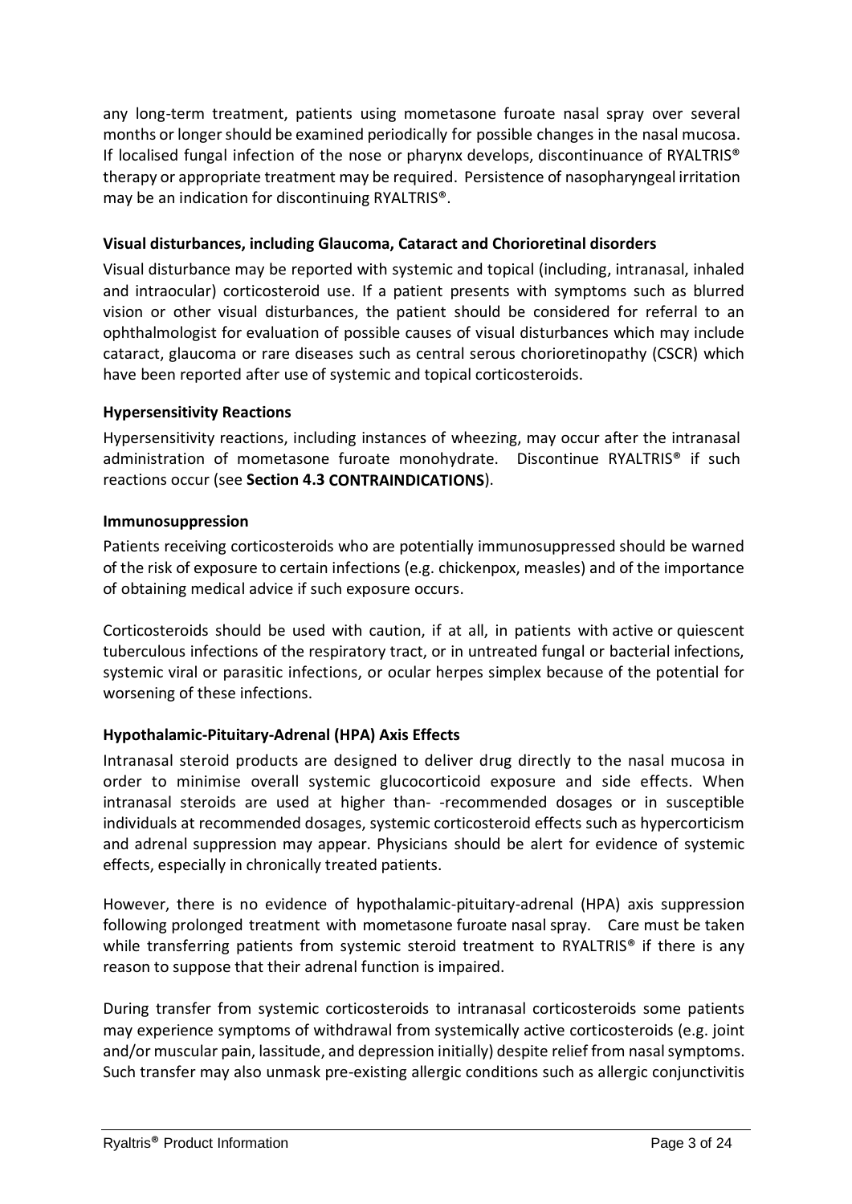any long-term treatment, patients using mometasone furoate nasal spray over several months or longer should be examined periodically for possible changes in the nasal mucosa. If localised fungal infection of the nose or pharynx develops, discontinuance of RYALTRIS® therapy or appropriate treatment may be required. Persistence of nasopharyngeal irritation may be an indication for discontinuing RYALTRIS®.

**Visual disturbances, including Glaucoma, Cataract and Chorioretinal disorders**

Visual disturbance may be reported with systemic and topical (including, intranasal, inhaled and intraocular) corticosteroid use. If a patient presents with symptoms such as blurred vision or other visual disturbances, the patient should be considered for referral to an ophthalmologist for evaluation of possible causes of visual disturbances which may include cataract, glaucoma or rare diseases such as central serous chorioretinopathy (CSCR) which have been reported after use of systemic and topical corticosteroids.

**Hypersensitivity Reactions**

Hypersensitivity reactions, including instances of wheezing, may occur after the intranasal administration of mometasone furoate monohydrate. Discontinue RYALTRIS® if such reactions occur (see **Section 4.3 CONTRAINDICATIONS**).

**Immunosuppression**

Patients receiving corticosteroids who are potentially immunosuppressed should be warned of the risk of exposure to certain infections (e.g. chickenpox, measles) and of the importance of obtaining medical advice if such exposure occurs.

Corticosteroids should be used with caution, if at all, in patients with active or quiescent tuberculous infections of the respiratory tract, or in untreated fungal or bacterial infections, systemic viral or parasitic infections, or ocular herpes simplex because of the potential for worsening of these infections.

**Hypothalamic-Pituitary-Adrenal (HPA) Axis Effects**

Intranasal steroid products are designed to deliver drug directly to the nasal mucosa in order to minimise overall systemic glucocorticoid exposure and side effects. When intranasal steroids are used at higher than- -recommended dosages or in susceptible individuals at recommended dosages, systemic corticosteroid effects such as hypercorticism and adrenal suppression may appear. Physicians should be alert for evidence of systemic effects, especially in chronically treated patients.

However, there is no evidence of hypothalamic-pituitary-adrenal (HPA) axis suppression following prolonged treatment with mometasone furoate nasal spray. Care must be taken while transferring patients from systemic steroid treatment to RYALTRIS® if there is any reason to suppose that their adrenal function is impaired.

During transfer from systemic corticosteroids to intranasal corticosteroids some patients may experience symptoms of withdrawal from systemically active corticosteroids (e.g. joint and/or muscular pain, lassitude, and depression initially) despite relief from nasal symptoms. Such transfer may also unmask pre-existing allergic conditions such as allergic conjunctivitis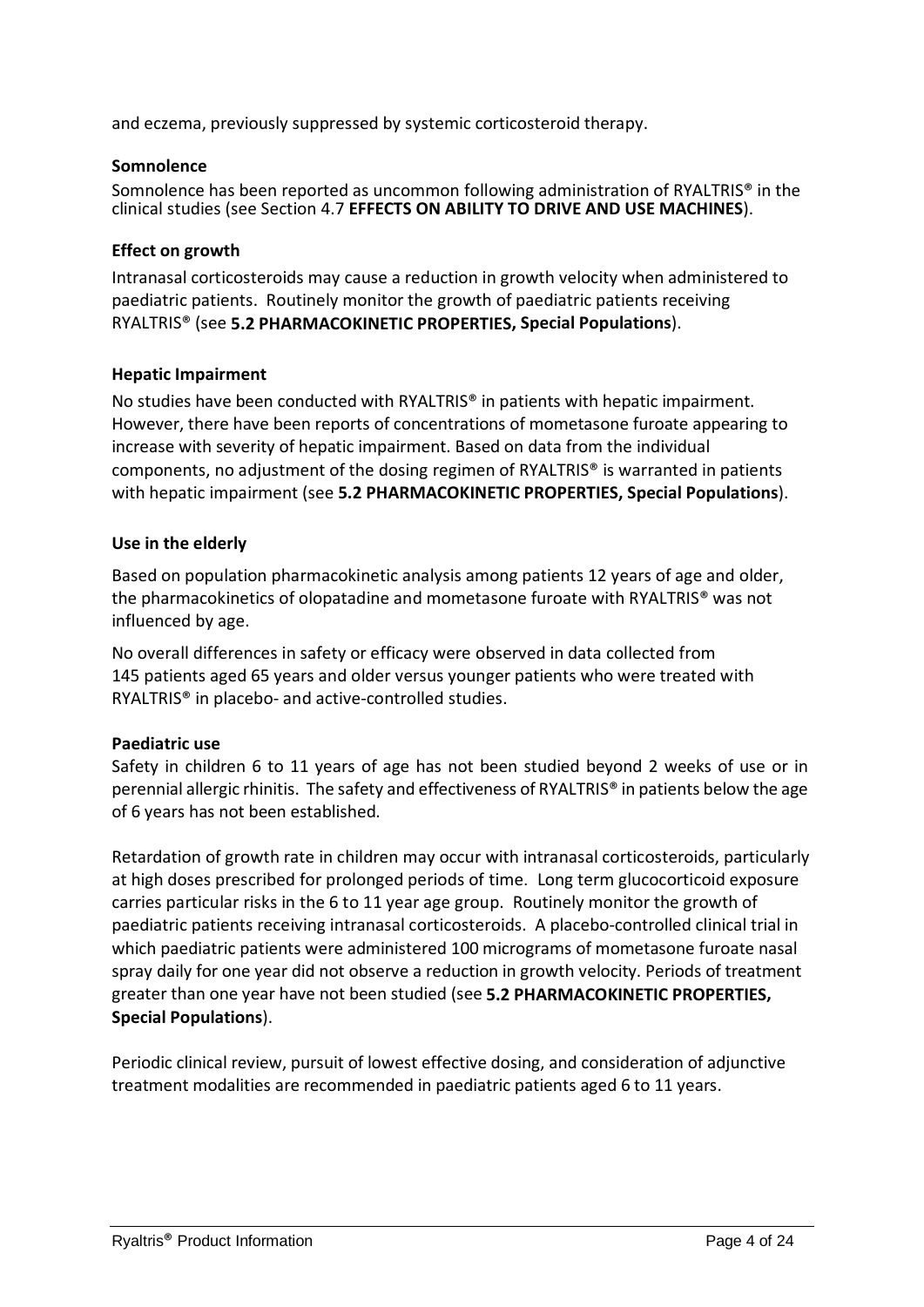and eczema, previously suppressed by systemic corticosteroid therapy.

**Somnolence**

Somnolence has been reported as uncommon following administration of RYALTRIS® in the clinical studies (see Section 4.7 **EFFECTS ON ABILITY TO DRIVE AND USE MACHINES**).

**Effect on growth**

Intranasal corticosteroids may cause a reduction in growth velocity when administered to paediatric patients. Routinely monitor the growth of paediatric patients receiving RYALTRIS® (see **5.2 PHARMACOKINETIC PROPERTIES, Special Populations**).

**Hepatic Impairment**

No studies have been conducted with RYALTRIS® in patients with hepatic impairment. However, there have been reports of concentrations of mometasone furoate appearing to increase with severity of hepatic impairment. Based on data from the individual components, no adjustment of the dosing regimen of RYALTRIS® is warranted in patients with hepatic impairment (see **5.2 PHARMACOKINETIC PROPERTIES, Special Populations**).

**Use in the elderly**

Based on population pharmacokinetic analysis among patients 12 years of age and older, the pharmacokinetics of olopatadine and mometasone furoate with RYALTRIS® was not influenced by age.

No overall differences in safety or efficacy were observed in data collected from 145 patients aged 65 years and older versus younger patients who were treated with RYALTRIS® in placebo- and active-controlled studies.

**Paediatric use**

Safety in children 6 to 11 years of age has not been studied beyond 2 weeks of use or in perennial allergic rhinitis. The safety and effectiveness of RYALTRIS® in patients below the age of 6 years has not been established.

Retardation of growth rate in children may occur with intranasal corticosteroids, particularly at high doses prescribed for prolonged periods of time. Long term glucocorticoid exposure carries particular risks in the 6 to 11 year age group. Routinely monitor the growth of paediatric patients receiving intranasal corticosteroids. A placebo-controlled clinical trial in which paediatric patients were administered 100 micrograms of mometasone furoate nasal spray daily for one year did not observe a reduction in growth velocity. Periods of treatment greater than one year have not been studied (see **5.2 PHARMACOKINETIC PROPERTIES, Special Populations**).

Periodic clinical review, pursuit of lowest effective dosing, and consideration of adjunctive treatment modalities are recommended in paediatric patients aged 6 to 11 years.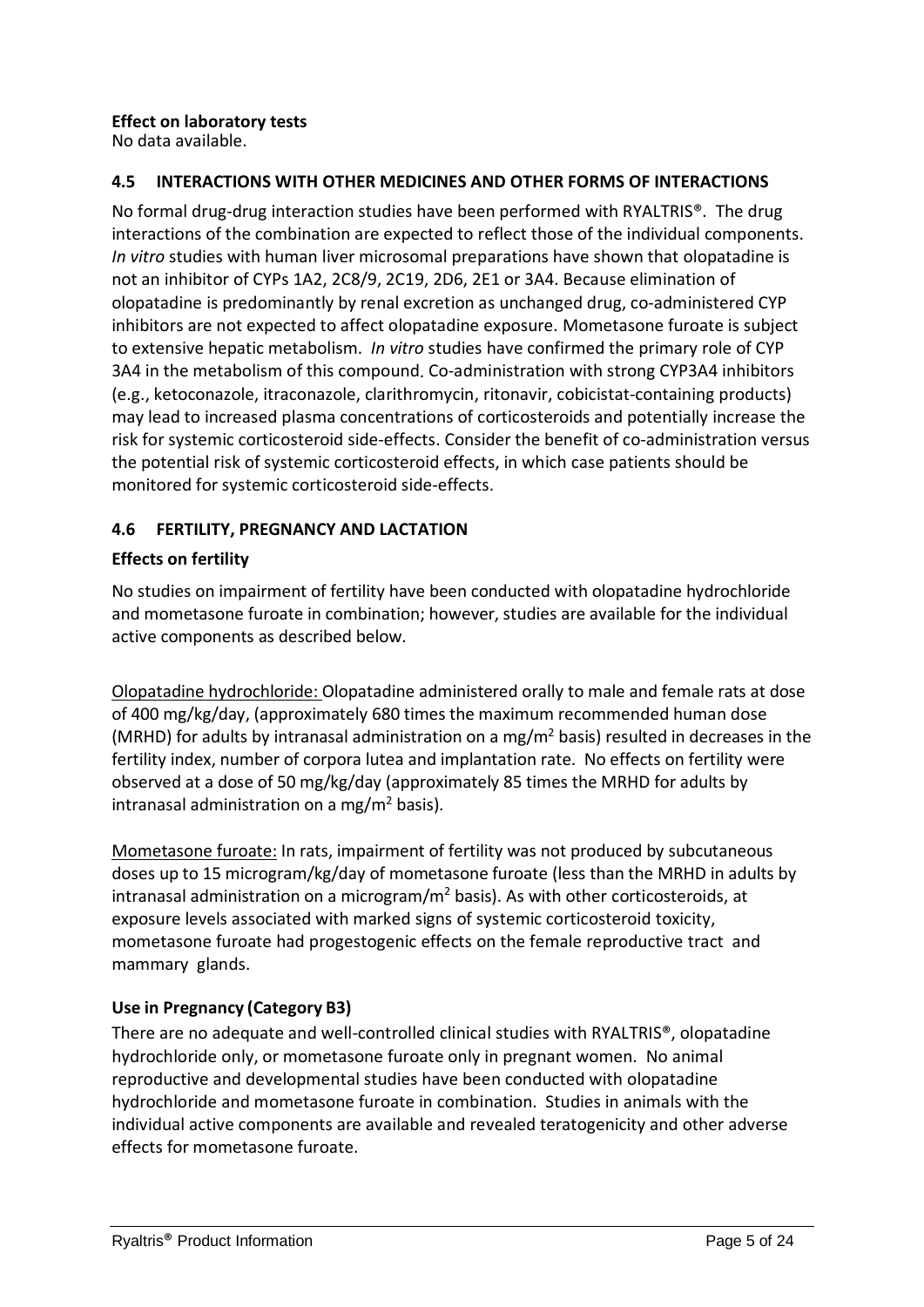**Effect on laboratory tests**

No data available.

## 4.5 INTERACTIONS WITH OTHER MEDICINES AND OTHER FORMS OF INTERACTIONS

No formal drug-drug interaction studies have been performed with RYALTRIS®. The drug interactions of the combination are expected to reflect those of the individual components. *In vitro* studies with human liver microsomal preparations have shown that olopatadine is not an inhibitor of CYPs 1A2, 2C8/9, 2C19, 2D6, 2E1 or 3A4. Because elimination of olopatadine is predominantly by renal excretion as unchanged drug, co-administered CYP inhibitors are not expected to affect olopatadine exposure. Mometasone furoate is subject to extensive hepatic metabolism. *In vitro* studies have confirmed the primary role of CYP 3A4 in the metabolism of this compound. Co-administration with strong CYP3A4 inhibitors (e.g., ketoconazole, itraconazole, clarithromycin, ritonavir, cobicistat-containing products) may lead to increased plasma concentrations of corticosteroids and potentially increase the risk for systemic corticosteroid side-effects. Consider the benefit of co-administration versus the potential risk of systemic corticosteroid effects, in which case patients should be monitored for systemic corticosteroid side-effects.

## 4.6 FERTILITY, PREGNANCY AND LACTATION

### Effects on fertility

No studies on impairment of fertility have been conducted with olopatadine hydrochloride and mometasone furoate in combination; however, studies are available for the individual active components as described below.

Olopatadine hydrochloride: Olopatadine administered orally to male and female rats at dose of 400 mg/kg/day, (approximately 680 times the maximum recommended human dose (MRHD) for adults by intranasal administration on a mg/m$^2$ basis) resulted in decreases in the fertility index, number of corpora lutea and implantation rate. No effects on fertility were observed at a dose of 50 mg/kg/day (approximately 85 times the MRHD for adults by intranasal administration on a mg/m$^2$ basis).

Mometasone furoate: In rats, impairment of fertility was not produced by subcutaneous doses up to 15 microgram/kg/day of mometasone furoate (less than the MRHD in adults by intranasal administration on a microgram/m$^2$ basis). As with other corticosteroids, at exposure levels associated with marked signs of systemic corticosteroid toxicity, mometasone furoate had progestogenic effects on the female reproductive tract and mammary glands.

### Use in Pregnancy (Category B3)

There are no adequate and well-controlled clinical studies with RYALTRIS®, olopatadine hydrochloride only, or mometasone furoate only in pregnant women. No animal reproductive and developmental studies have been conducted with olopatadine hydrochloride and mometasone furoate in combination. Studies in animals with the individual active components are available and revealed teratogenicity and other adverse effects for mometasone furoate.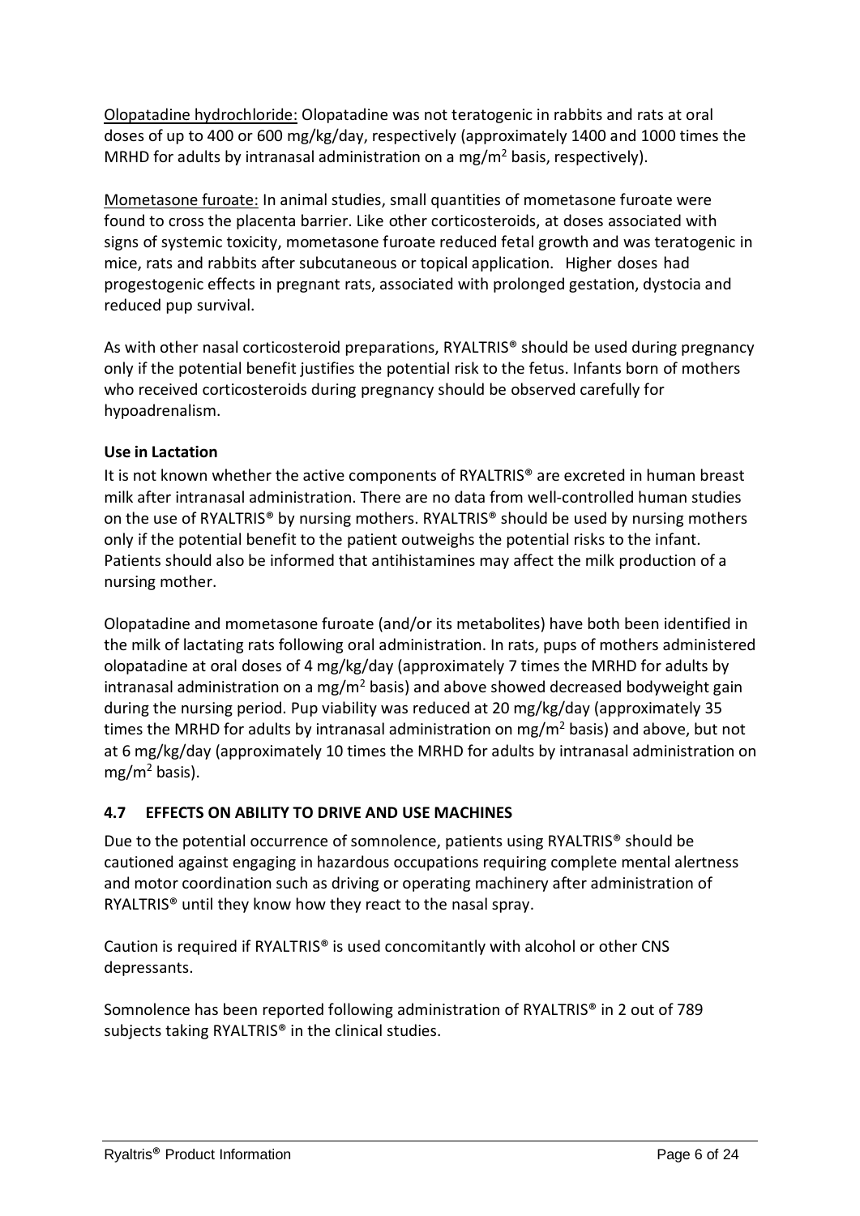Olopatadine hydrochloride: Olopatadine was not teratogenic in rabbits and rats at oral doses of up to 400 or 600 mg/kg/day, respectively (approximately 1400 and 1000 times the MRHD for adults by intranasal administration on a mg/m$^2$ basis, respectively).

Mometasone furoate: In animal studies, small quantities of mometasone furoate were found to cross the placenta barrier. Like other corticosteroids, at doses associated with signs of systemic toxicity, mometasone furoate reduced fetal growth and was teratogenic in mice, rats and rabbits after subcutaneous or topical application. Higher doses had progestogenic effects in pregnant rats, associated with prolonged gestation, dystocia and reduced pup survival.

As with other nasal corticosteroid preparations, RYALTRIS® should be used during pregnancy only if the potential benefit justifies the potential risk to the fetus. Infants born of mothers who received corticosteroids during pregnancy should be observed carefully for hypoadrenalism.

**Use in Lactation**

It is not known whether the active components of RYALTRIS® are excreted in human breast milk after intranasal administration. There are no data from well-controlled human studies on the use of RYALTRIS® by nursing mothers. RYALTRIS® should be used by nursing mothers only if the potential benefit to the patient outweighs the potential risks to the infant. Patients should also be informed that antihistamines may affect the milk production of a nursing mother.

Olopatadine and mometasone furoate (and/or its metabolites) have both been identified in the milk of lactating rats following oral administration. In rats, pups of mothers administered olopatadine at oral doses of 4 mg/kg/day (approximately 7 times the MRHD for adults by intranasal administration on a mg/m$^2$ basis) and above showed decreased bodyweight gain during the nursing period. Pup viability was reduced at 20 mg/kg/day (approximately 35 times the MRHD for adults by intranasal administration on mg/m$^2$ basis) and above, but not at 6 mg/kg/day (approximately 10 times the MRHD for adults by intranasal administration on mg/m$^2$ basis).

## 4.7 EFFECTS ON ABILITY TO DRIVE AND USE MACHINES

Due to the potential occurrence of somnolence, patients using RYALTRIS® should be cautioned against engaging in hazardous occupations requiring complete mental alertness and motor coordination such as driving or operating machinery after administration of RYALTRIS® until they know how they react to the nasal spray.

Caution is required if RYALTRIS® is used concomitantly with alcohol or other CNS depressants.

Somnolence has been reported following administration of RYALTRIS® in 2 out of 789 subjects taking RYALTRIS® in the clinical studies.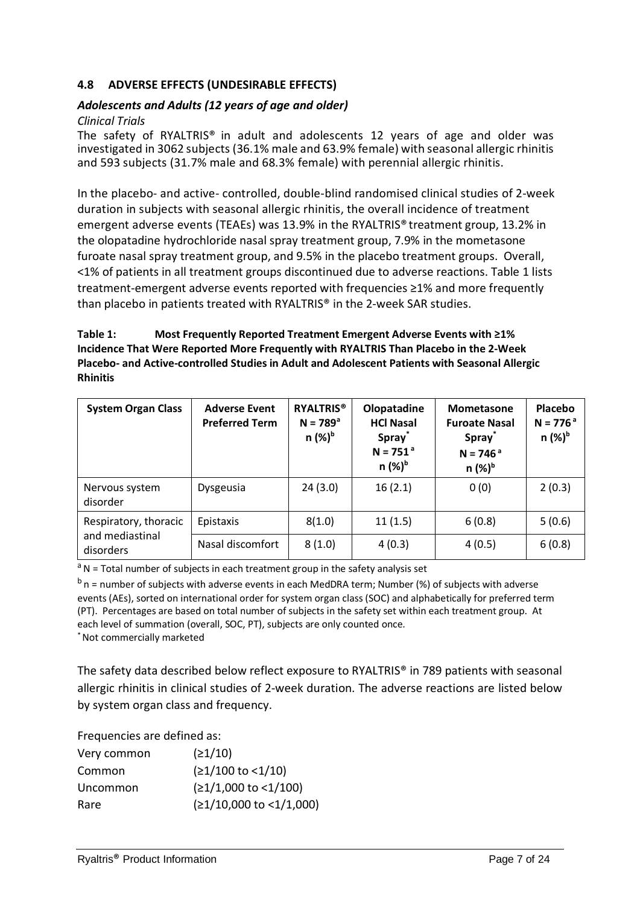## 4.8 ADVERSE EFFECTS (UNDESIRABLE EFFECTS)

### *Adolescents and Adults (12 years of age and older)*

*Clinical Trials*

The safety of RYALTRIS® in adult and adolescents 12 years of age and older was investigated in 3062 subjects (36.1% male and 63.9% female) with seasonal allergic rhinitis and 593 subjects (31.7% male and 68.3% female) with perennial allergic rhinitis.

In the placebo- and active- controlled, double-blind randomised clinical studies of 2-week duration in subjects with seasonal allergic rhinitis, the overall incidence of treatment emergent adverse events (TEAEs) was 13.9% in the RYALTRIS® treatment group, 13.2% in the olopatadine hydrochloride nasal spray treatment group, 7.9% in the mometasone furoate nasal spray treatment group, and 9.5% in the placebo treatment groups. Overall, <1% of patients in all treatment groups discontinued due to adverse reactions. Table 1 lists treatment-emergent adverse events reported with frequencies ≥1% and more frequently than placebo in patients treated with RYALTRIS® in the 2-week SAR studies.

**Table 1: Most Frequently Reported Treatment Emergent Adverse Events with ≥1% Incidence That Were Reported More Frequently with RYALTRIS Than Placebo in the 2-Week Placebo- and Active-controlled Studies in Adult and Adolescent Patients with Seasonal Allergic Rhinitis**

| System Organ Class | Adverse Event Preferred Term | RYALTRIS® N = 789[a] n (%)[b] | Olopatadine HCl Nasal Spray[*] N = 751[a] n (%)[b] | Mometasone Furoate Nasal Spray[*] N = 746[a] n (%)[b] | Placebo N = 776[a] n (%)[b] |
|---|---|---|---|---|---|
| Nervous system disorder | Dysgeusia | 24 (3.0) | 16 (2.1) | 0 (0) | 2 (0.3) |
| Respiratory, thoracic and mediastinal disorders | Epistaxis | 8(1.0) | 11 (1.5) | 6 (0.8) | 5 (0.6) |
| | Nasal discomfort | 8 (1.0) | 4 (0.3) | 4 (0.5) | 6 (0.8) |

[a] N = Total number of subjects in each treatment group in the safety analysis set

[b] n = number of subjects with adverse events in each MedDRA term; Number (%) of subjects with adverse events (AEs), sorted on international order for system organ class (SOC) and alphabetically for preferred term (PT). Percentages are based on total number of subjects in the safety set within each treatment group. At each level of summation (overall, SOC, PT), subjects are only counted once.

[*] Not commercially marketed

The safety data described below reflect exposure to RYALTRIS® in 789 patients with seasonal allergic rhinitis in clinical studies of 2-week duration. The adverse reactions are listed below by system organ class and frequency.

Frequencies are defined as:

| | |
|---|---|
| Very common | (≥1/10) |
| Common | (≥1/100 to <1/10) |
| Uncommon | (≥1/1,000 to <1/100) |
| Rare | (≥1/10,000 to <1/1,000) |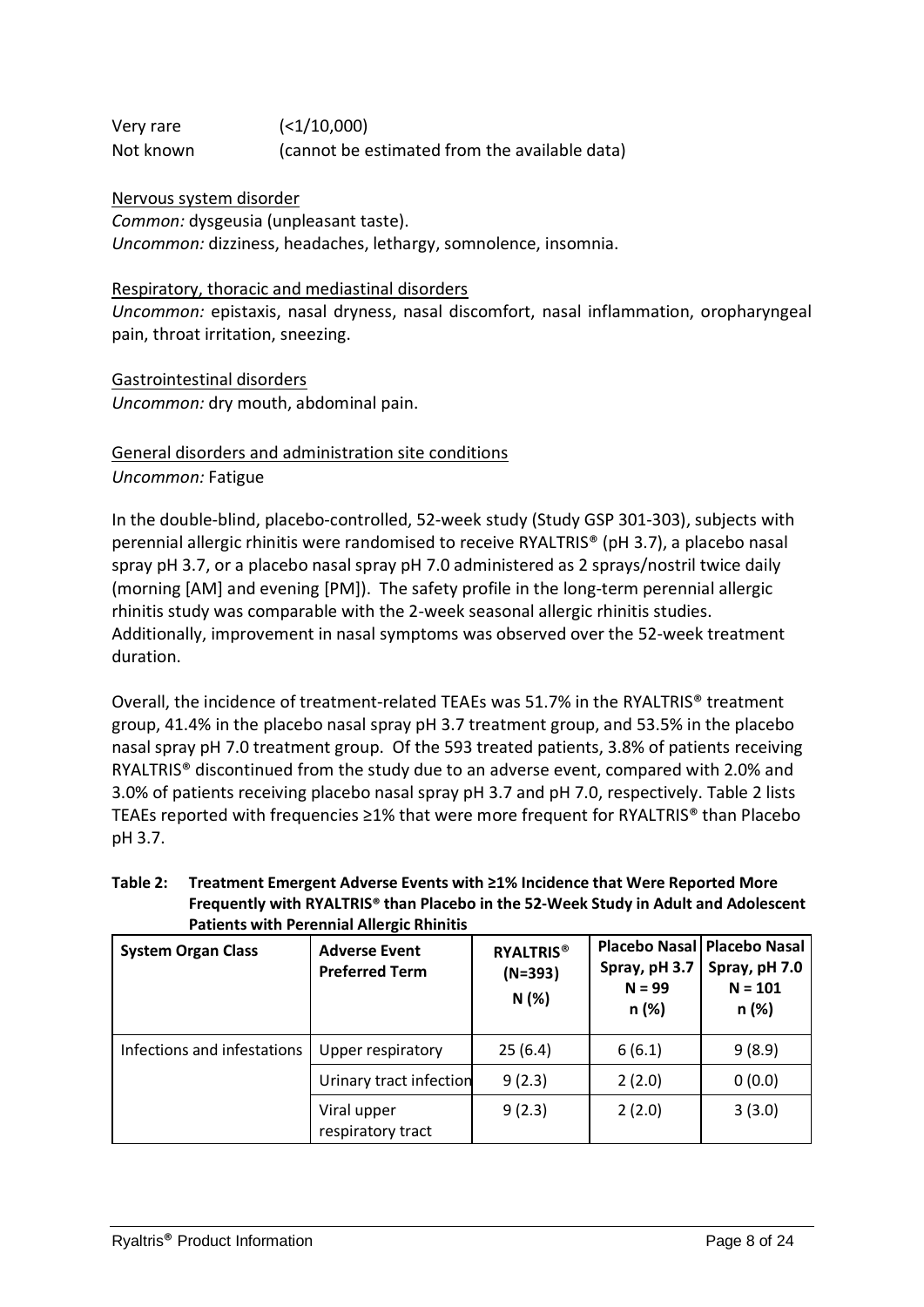Very rare (<1/10,000)
Not known (cannot be estimated from the available data)

Nervous system disorder
*Common:* dysgeusia (unpleasant taste).
*Uncommon:* dizziness, headaches, lethargy, somnolence, insomnia.

Respiratory, thoracic and mediastinal disorders
*Uncommon:* epistaxis, nasal dryness, nasal discomfort, nasal inflammation, oropharyngeal pain, throat irritation, sneezing.

Gastrointestinal disorders
*Uncommon:* dry mouth, abdominal pain.

General disorders and administration site conditions
*Uncommon:* Fatigue

In the double-blind, placebo-controlled, 52-week study (Study GSP 301-303), subjects with perennial allergic rhinitis were randomised to receive RYALTRIS® (pH 3.7), a placebo nasal spray pH 3.7, or a placebo nasal spray pH 7.0 administered as 2 sprays/nostril twice daily (morning [AM] and evening [PM]). The safety profile in the long-term perennial allergic rhinitis study was comparable with the 2-week seasonal allergic rhinitis studies. Additionally, improvement in nasal symptoms was observed over the 52-week treatment duration.

Overall, the incidence of treatment-related TEAEs was 51.7% in the RYALTRIS® treatment group, 41.4% in the placebo nasal spray pH 3.7 treatment group, and 53.5% in the placebo nasal spray pH 7.0 treatment group. Of the 593 treated patients, 3.8% of patients receiving RYALTRIS® discontinued from the study due to an adverse event, compared with 2.0% and 3.0% of patients receiving placebo nasal spray pH 3.7 and pH 7.0, respectively. Table 2 lists TEAEs reported with frequencies ≥1% that were more frequent for RYALTRIS® than Placebo pH 3.7.

**Table 2: Treatment Emergent Adverse Events with ≥1% Incidence that Were Reported More Frequently with RYALTRIS® than Placebo in the 52-Week Study in Adult and Adolescent Patients with Perennial Allergic Rhinitis**

| System Organ Class | Adverse Event Preferred Term | RYALTRIS® (N=393) N (%) | Placebo Nasal Spray, pH 3.7 N = 99 n (%) | Placebo Nasal Spray, pH 7.0 N = 101 n (%) |
|---|---|---|---|---|
| Infections and infestations | Upper respiratory | 25 (6.4) | 6 (6.1) | 9 (8.9) |
| | Urinary tract infection | 9 (2.3) | 2 (2.0) | 0 (0.0) |
| | Viral upper respiratory tract | 9 (2.3) | 2 (2.0) | 3 (3.0) |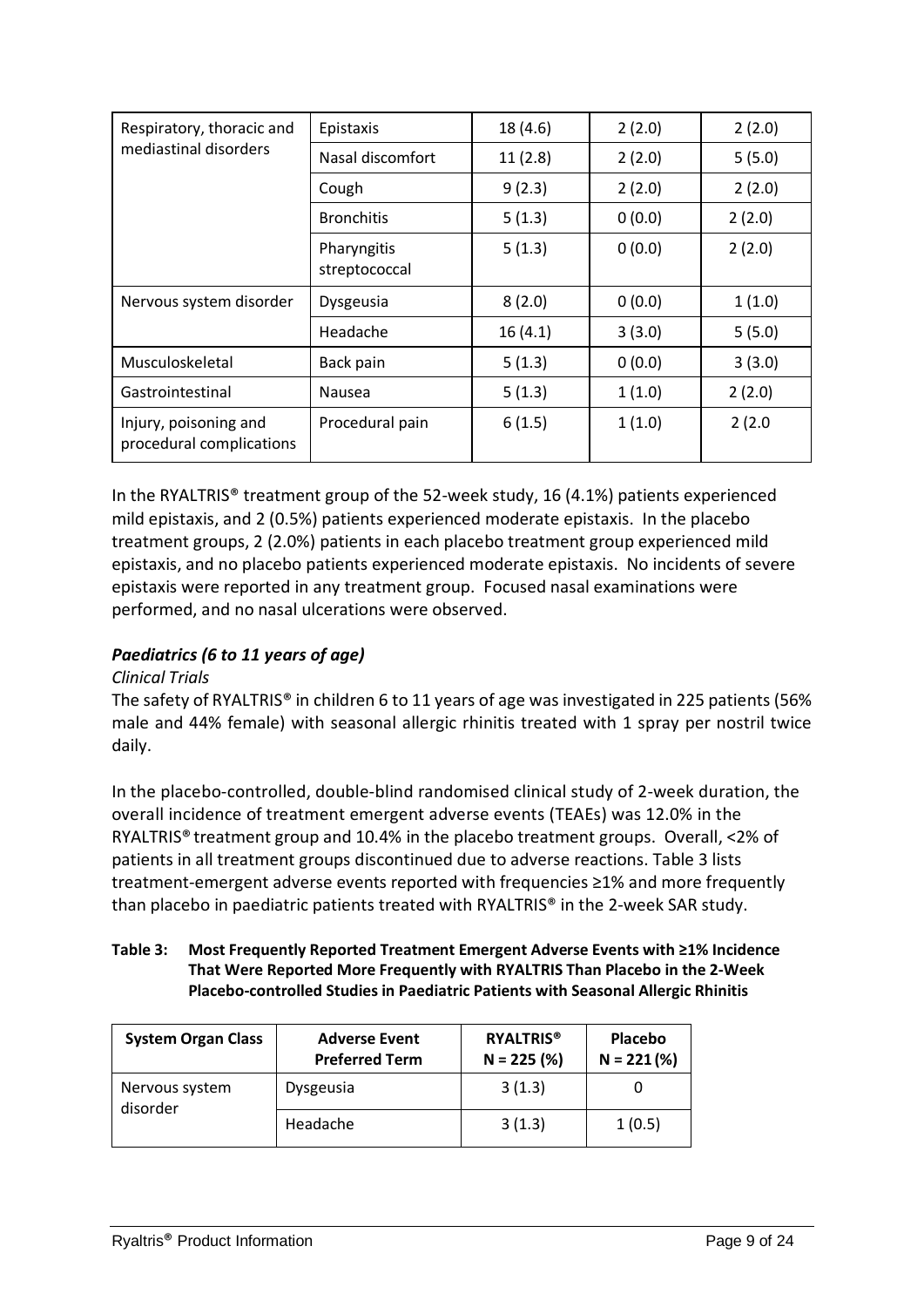| | | | | |
|---|---|---|---|---|
| Respiratory, thoracic and mediastinal disorders | Epistaxis | 18 (4.6) | 2 (2.0) | 2 (2.0) |
| | Nasal discomfort | 11 (2.8) | 2 (2.0) | 5 (5.0) |
| | Cough | 9 (2.3) | 2 (2.0) | 2 (2.0) |
| | Bronchitis | 5 (1.3) | 0 (0.0) | 2 (2.0) |
| | Pharyngitis streptococcal | 5 (1.3) | 0 (0.0) | 2 (2.0) |
| Nervous system disorder | Dysgeusia | 8 (2.0) | 0 (0.0) | 1 (1.0) |
| | Headache | 16 (4.1) | 3 (3.0) | 5 (5.0) |
| Musculoskeletal | Back pain | 5 (1.3) | 0 (0.0) | 3 (3.0) |
| Gastrointestinal | Nausea | 5 (1.3) | 1 (1.0) | 2 (2.0) |
| Injury, poisoning and procedural complications | Procedural pain | 6 (1.5) | 1 (1.0) | 2 (2.0 |

In the RYALTRIS® treatment group of the 52-week study, 16 (4.1%) patients experienced mild epistaxis, and 2 (0.5%) patients experienced moderate epistaxis. In the placebo treatment groups, 2 (2.0%) patients in each placebo treatment group experienced mild epistaxis, and no placebo patients experienced moderate epistaxis. No incidents of severe epistaxis were reported in any treatment group. Focused nasal examinations were performed, and no nasal ulcerations were observed.

### *Paediatrics (6 to 11 years of age)*

*Clinical Trials*

The safety of RYALTRIS® in children 6 to 11 years of age was investigated in 225 patients (56% male and 44% female) with seasonal allergic rhinitis treated with 1 spray per nostril twice daily.

In the placebo-controlled, double-blind randomised clinical study of 2-week duration, the overall incidence of treatment emergent adverse events (TEAEs) was 12.0% in the RYALTRIS® treatment group and 10.4% in the placebo treatment groups. Overall, <2% of patients in all treatment groups discontinued due to adverse reactions. Table 3 lists treatment-emergent adverse events reported with frequencies ≥1% and more frequently than placebo in paediatric patients treated with RYALTRIS® in the 2-week SAR study.

**Table 3: Most Frequently Reported Treatment Emergent Adverse Events with ≥1% Incidence That Were Reported More Frequently with RYALTRIS Than Placebo in the 2-Week Placebo-controlled Studies in Paediatric Patients with Seasonal Allergic Rhinitis**

| System Organ Class | Adverse Event Preferred Term | RYALTRIS® N = 225 (%) | Placebo N = 221 (%) |
|---|---|---|---|
| Nervous system disorder | Dysgeusia | 3 (1.3) | 0 |
| | Headache | 3 (1.3) | 1 (0.5) |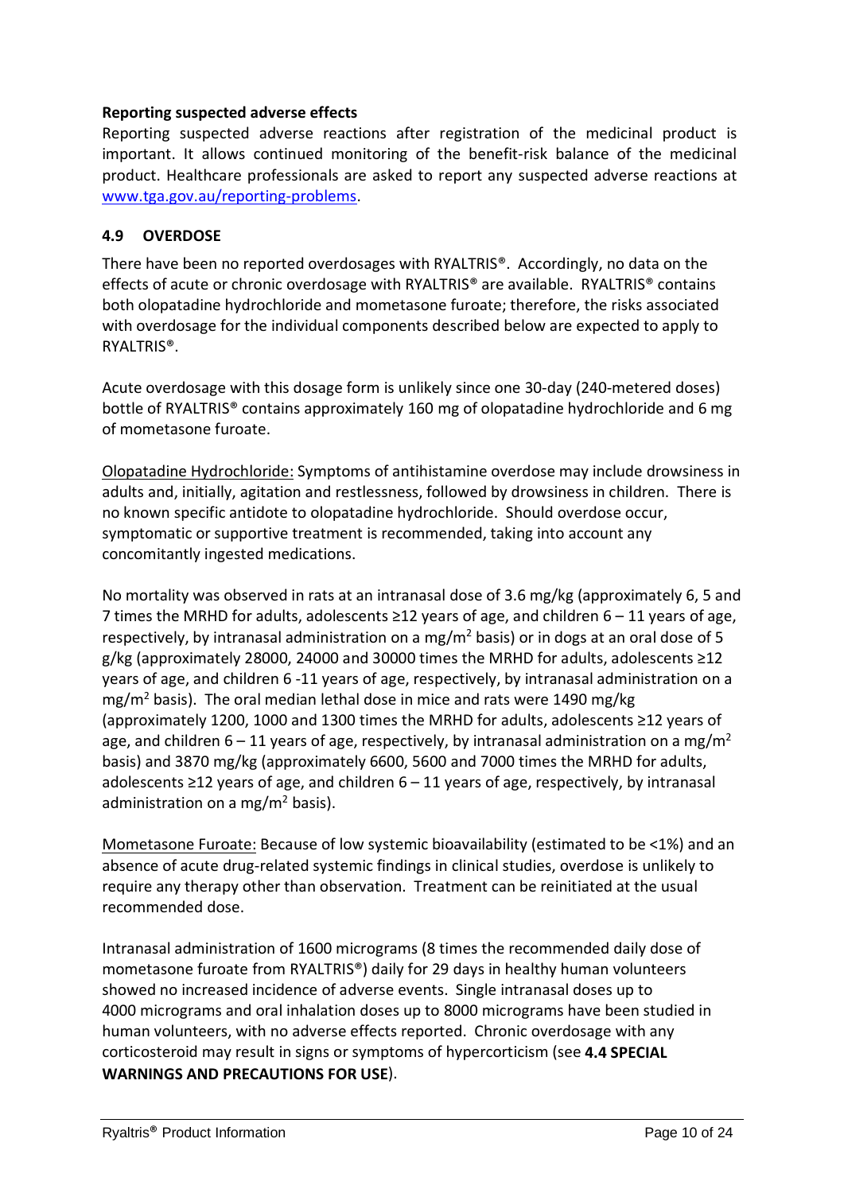**Reporting suspected adverse effects**

Reporting suspected adverse reactions after registration of the medicinal product is important. It allows continued monitoring of the benefit-risk balance of the medicinal product. Healthcare professionals are asked to report any suspected adverse reactions at www.tga.gov.au/reporting-problems.

## 4.9 OVERDOSE

There have been no reported overdosages with RYALTRIS®. Accordingly, no data on the effects of acute or chronic overdosage with RYALTRIS® are available. RYALTRIS® contains both olopatadine hydrochloride and mometasone furoate; therefore, the risks associated with overdosage for the individual components described below are expected to apply to RYALTRIS®.

Acute overdosage with this dosage form is unlikely since one 30-day (240-metered doses) bottle of RYALTRIS® contains approximately 160 mg of olopatadine hydrochloride and 6 mg of mometasone furoate.

Olopatadine Hydrochloride: Symptoms of antihistamine overdose may include drowsiness in adults and, initially, agitation and restlessness, followed by drowsiness in children. There is no known specific antidote to olopatadine hydrochloride. Should overdose occur, symptomatic or supportive treatment is recommended, taking into account any concomitantly ingested medications.

No mortality was observed in rats at an intranasal dose of 3.6 mg/kg (approximately 6, 5 and 7 times the MRHD for adults, adolescents ≥12 years of age, and children 6 – 11 years of age, respectively, by intranasal administration on a mg/m$^2$ basis) or in dogs at an oral dose of 5 g/kg (approximately 28000, 24000 and 30000 times the MRHD for adults, adolescents ≥12 years of age, and children 6 -11 years of age, respectively, by intranasal administration on a mg/m$^2$ basis). The oral median lethal dose in mice and rats were 1490 mg/kg (approximately 1200, 1000 and 1300 times the MRHD for adults, adolescents ≥12 years of age, and children 6 – 11 years of age, respectively, by intranasal administration on a mg/m$^2$ basis) and 3870 mg/kg (approximately 6600, 5600 and 7000 times the MRHD for adults, adolescents ≥12 years of age, and children 6 – 11 years of age, respectively, by intranasal administration on a mg/m$^2$ basis).

Mometasone Furoate: Because of low systemic bioavailability (estimated to be <1%) and an absence of acute drug-related systemic findings in clinical studies, overdose is unlikely to require any therapy other than observation. Treatment can be reinitiated at the usual recommended dose.

Intranasal administration of 1600 micrograms (8 times the recommended daily dose of mometasone furoate from RYALTRIS®) daily for 29 days in healthy human volunteers showed no increased incidence of adverse events. Single intranasal doses up to 4000 micrograms and oral inhalation doses up to 8000 micrograms have been studied in human volunteers, with no adverse effects reported. Chronic overdosage with any corticosteroid may result in signs or symptoms of hypercorticism (see **4.4 SPECIAL WARNINGS AND PRECAUTIONS FOR USE**).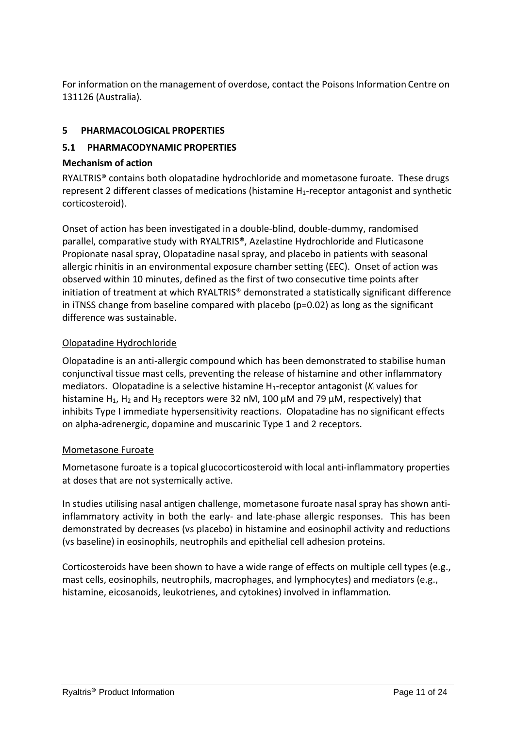For information on the management of overdose, contact the Poisons Information Centre on 131126 (Australia).

## 5 PHARMACOLOGICAL PROPERTIES

### 5.1 PHARMACODYNAMIC PROPERTIES

**Mechanism of action**

RYALTRIS® contains both olopatadine hydrochloride and mometasone furoate. These drugs represent 2 different classes of medications (histamine $H_1$-receptor antagonist and synthetic corticosteroid).

Onset of action has been investigated in a double-blind, double-dummy, randomised parallel, comparative study with RYALTRIS®, Azelastine Hydrochloride and Fluticasone Propionate nasal spray, Olopatadine nasal spray, and placebo in patients with seasonal allergic rhinitis in an environmental exposure chamber setting (EEC). Onset of action was observed within 10 minutes, defined as the first of two consecutive time points after initiation of treatment at which RYALTRIS® demonstrated a statistically significant difference in iTNSS change from baseline compared with placebo ($p=0.02$) as long as the significant difference was sustainable.

Olopatadine Hydrochloride

Olopatadine is an anti-allergic compound which has been demonstrated to stabilise human conjunctival tissue mast cells, preventing the release of histamine and other inflammatory mediators. Olopatadine is a selective histamine $H_1$-receptor antagonist ($K_i$ values for histamine $H_1$, $H_2$ and $H_3$ receptors were 32 nM, 100 µM and 79 µM, respectively) that inhibits Type I immediate hypersensitivity reactions. Olopatadine has no significant effects on alpha-adrenergic, dopamine and muscarinic Type 1 and 2 receptors.

Mometasone Furoate

Mometasone furoate is a topical glucocorticosteroid with local anti-inflammatory properties at doses that are not systemically active.

In studies utilising nasal antigen challenge, mometasone furoate nasal spray has shown anti-inflammatory activity in both the early- and late-phase allergic responses. This has been demonstrated by decreases (vs placebo) in histamine and eosinophil activity and reductions (vs baseline) in eosinophils, neutrophils and epithelial cell adhesion proteins.

Corticosteroids have been shown to have a wide range of effects on multiple cell types (e.g., mast cells, eosinophils, neutrophils, macrophages, and lymphocytes) and mediators (e.g., histamine, eicosanoids, leukotrienes, and cytokines) involved in inflammation.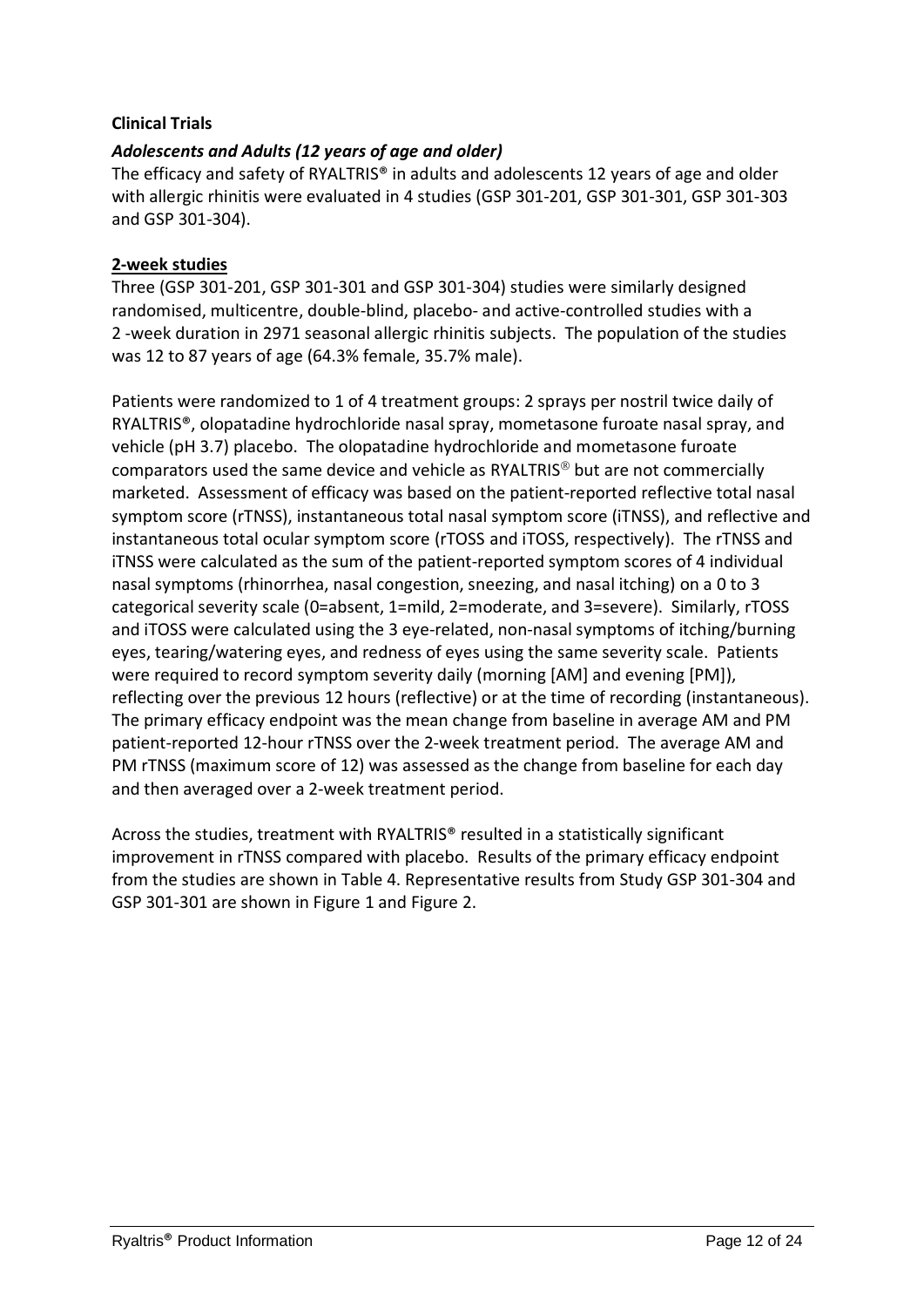**Clinical Trials**

***Adolescents and Adults (12 years of age and older)***

The efficacy and safety of RYALTRIS® in adults and adolescents 12 years of age and older with allergic rhinitis were evaluated in 4 studies (GSP 301-201, GSP 301-301, GSP 301-303 and GSP 301-304).

**2-week studies**

Three (GSP 301-201, GSP 301-301 and GSP 301-304) studies were similarly designed randomised, multicentre, double-blind, placebo- and active-controlled studies with a 2 -week duration in 2971 seasonal allergic rhinitis subjects. The population of the studies was 12 to 87 years of age (64.3% female, 35.7% male).

Patients were randomized to 1 of 4 treatment groups: 2 sprays per nostril twice daily of RYALTRIS®, olopatadine hydrochloride nasal spray, mometasone furoate nasal spray, and vehicle (pH 3.7) placebo. The olopatadine hydrochloride and mometasone furoate comparators used the same device and vehicle as RYALTRIS® but are not commercially marketed. Assessment of efficacy was based on the patient-reported reflective total nasal symptom score (rTNSS), instantaneous total nasal symptom score (iTNSS), and reflective and instantaneous total ocular symptom score (rTOSS and iTOSS, respectively). The rTNSS and iTNSS were calculated as the sum of the patient-reported symptom scores of 4 individual nasal symptoms (rhinorrhea, nasal congestion, sneezing, and nasal itching) on a 0 to 3 categorical severity scale (0=absent, 1=mild, 2=moderate, and 3=severe). Similarly, rTOSS and iTOSS were calculated using the 3 eye-related, non-nasal symptoms of itching/burning eyes, tearing/watering eyes, and redness of eyes using the same severity scale. Patients were required to record symptom severity daily (morning [AM] and evening [PM]), reflecting over the previous 12 hours (reflective) or at the time of recording (instantaneous). The primary efficacy endpoint was the mean change from baseline in average AM and PM patient-reported 12-hour rTNSS over the 2-week treatment period. The average AM and PM rTNSS (maximum score of 12) was assessed as the change from baseline for each day and then averaged over a 2-week treatment period.

Across the studies, treatment with RYALTRIS® resulted in a statistically significant improvement in rTNSS compared with placebo. Results of the primary efficacy endpoint from the studies are shown in Table 4. Representative results from Study GSP 301-304 and GSP 301-301 are shown in Figure 1 and Figure 2.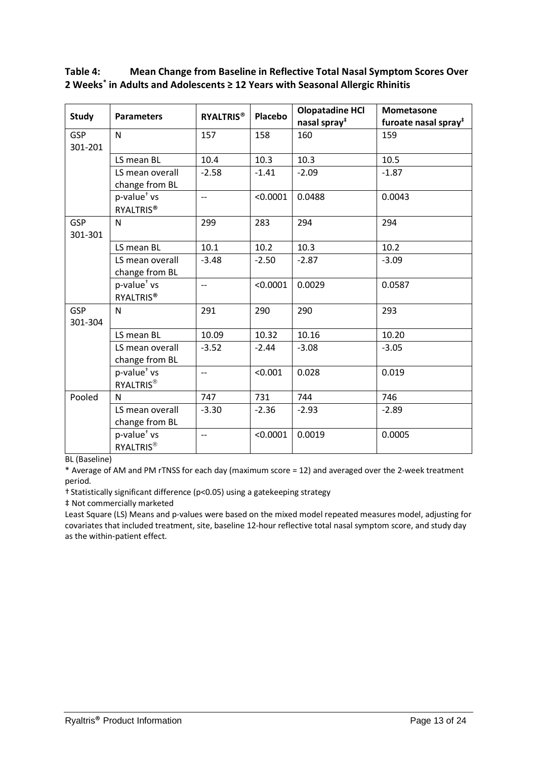**Table 4: Mean Change from Baseline in Reflective Total Nasal Symptom Scores Over 2 Weeks* in Adults and Adolescents ≥ 12 Years with Seasonal Allergic Rhinitis**

| Study | Parameters | RYALTRIS® | Placebo | Olopatadine HCl nasal spray‡ | Mometasone furoate nasal spray‡ |
|---|---|---|---|---|---|
| GSP 301-201 | N | 157 | 158 | 160 | 159 |
| | LS mean BL | 10.4 | 10.3 | 10.3 | 10.5 |
| | LS mean overall change from BL | -2.58 | -1.41 | -2.09 | -1.87 |
| | p-value† vs RYALTRIS® | -- | <0.0001 | 0.0488 | 0.0043 |
| GSP 301-301 | N | 299 | 283 | 294 | 294 |
| | LS mean BL | 10.1 | 10.2 | 10.3 | 10.2 |
| | LS mean overall change from BL | -3.48 | -2.50 | -2.87 | -3.09 |
| | p-value† vs RYALTRIS® | -- | <0.0001 | 0.0029 | 0.0587 |
| GSP 301-304 | N | 291 | 290 | 290 | 293 |
| | LS mean BL | 10.09 | 10.32 | 10.16 | 10.20 |
| | LS mean overall change from BL | -3.52 | -2.44 | -3.08 | -3.05 |
| | p-value† vs RYALTRIS® | -- | <0.001 | 0.028 | 0.019 |
| Pooled | N | 747 | 731 | 744 | 746 |
| | LS mean overall change from BL | -3.30 | -2.36 | -2.93 | -2.89 |
| | p-value† vs RYALTRIS® | -- | <0.0001 | 0.0019 | 0.0005 |

BL (Baseline)

* Average of AM and PM rTNSS for each day (maximum score = 12) and averaged over the 2-week treatment period.

† Statistically significant difference ($p<0.05$) using a gatekeeping strategy

‡ Not commercially marketed

Least Square (LS) Means and p-values were based on the mixed model repeated measures model, adjusting for covariates that included treatment, site, baseline 12-hour reflective total nasal symptom score, and study day as the within-patient effect.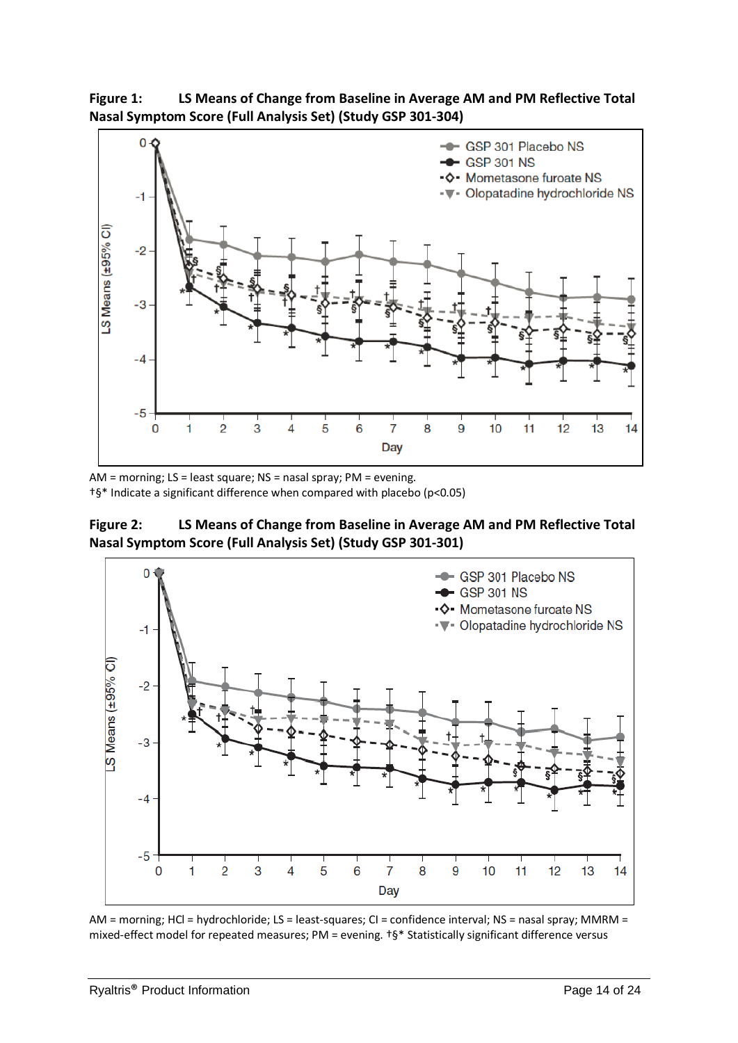**Figure 1: LS Means of Change from Baseline in Average AM and PM Reflective Total Nasal Symptom Score (Full Analysis Set) (Study GSP 301-304)**

AM = morning; LS = least square; NS = nasal spray; PM = evening.
†§* Indicate a significant difference when compared with placebo ($p<0.05$)

**Figure 2: LS Means of Change from Baseline in Average AM and PM Reflective Total Nasal Symptom Score (Full Analysis Set) (Study GSP 301-301)**

AM = morning; HCl = hydrochloride; LS = least-squares; CI = confidence interval; NS = nasal spray; MMRM = mixed-effect model for repeated measures; PM = evening. †§* Statistically significant difference versus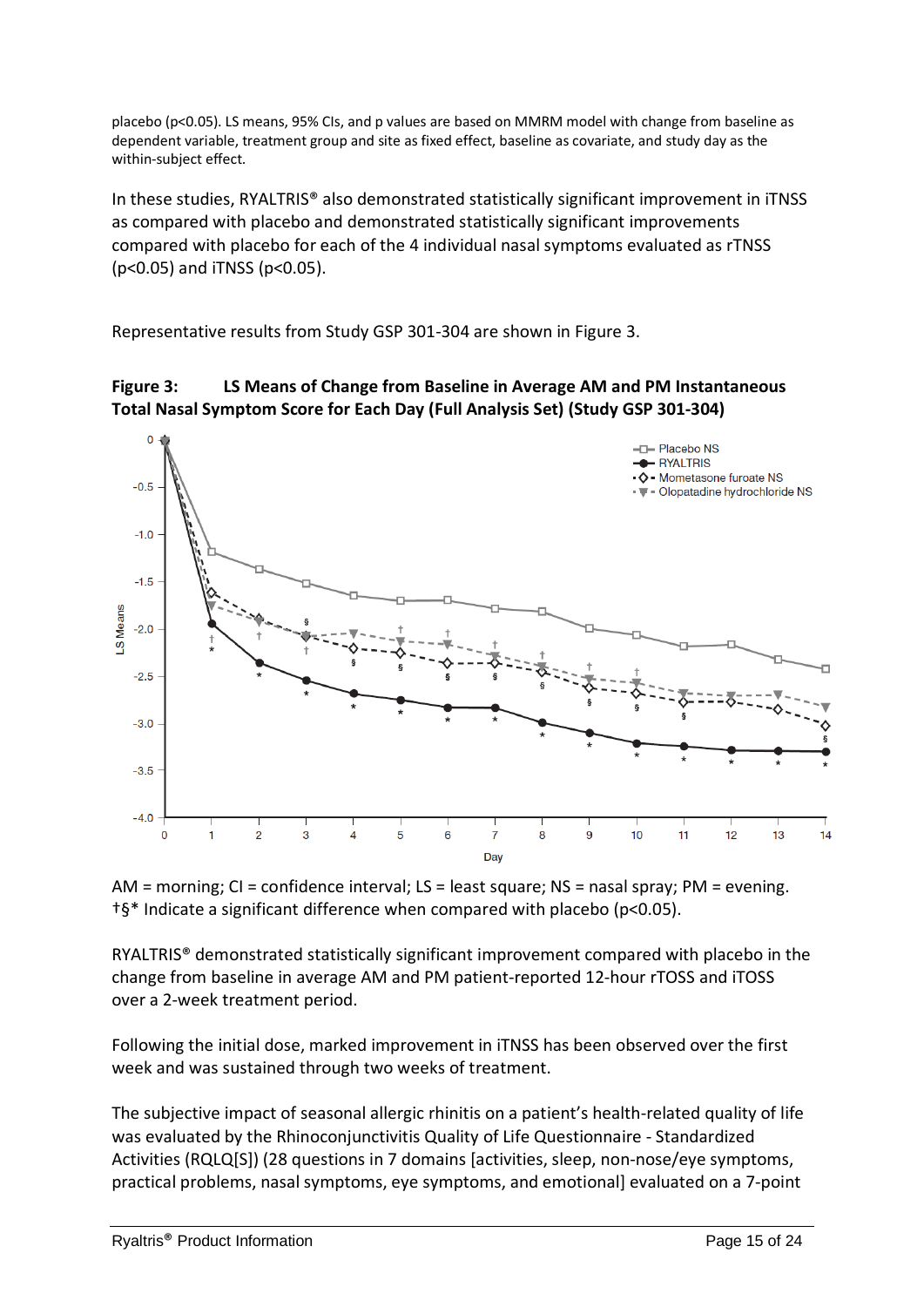placebo ($p<0.05$). LS means, 95% CIs, and p values are based on MMRM model with change from baseline as dependent variable, treatment group and site as fixed effect, baseline as covariate, and study day as the within-subject effect.

In these studies, RYALTRIS® also demonstrated statistically significant improvement in iTNSS as compared with placebo and demonstrated statistically significant improvements compared with placebo for each of the 4 individual nasal symptoms evaluated as rTNSS ($p<0.05$) and iTNSS ($p<0.05$).

Representative results from Study GSP 301-304 are shown in Figure 3.

**Figure 3: LS Means of Change from Baseline in Average AM and PM Instantaneous Total Nasal Symptom Score for Each Day (Full Analysis Set) (Study GSP 301-304)**

AM = morning; CI = confidence interval; LS = least square; NS = nasal spray; PM = evening.
†§* Indicate a significant difference when compared with placebo ($p<0.05$).

RYALTRIS® demonstrated statistically significant improvement compared with placebo in the change from baseline in average AM and PM patient-reported 12-hour rTOSS and iTOSS over a 2-week treatment period.

Following the initial dose, marked improvement in iTNSS has been observed over the first week and was sustained through two weeks of treatment.

The subjective impact of seasonal allergic rhinitis on a patient's health-related quality of life was evaluated by the Rhinoconjunctivitis Quality of Life Questionnaire - Standardized Activities (RQLQ[S]) (28 questions in 7 domains [activities, sleep, non-nose/eye symptoms, practical problems, nasal symptoms, eye symptoms, and emotional] evaluated on a 7-point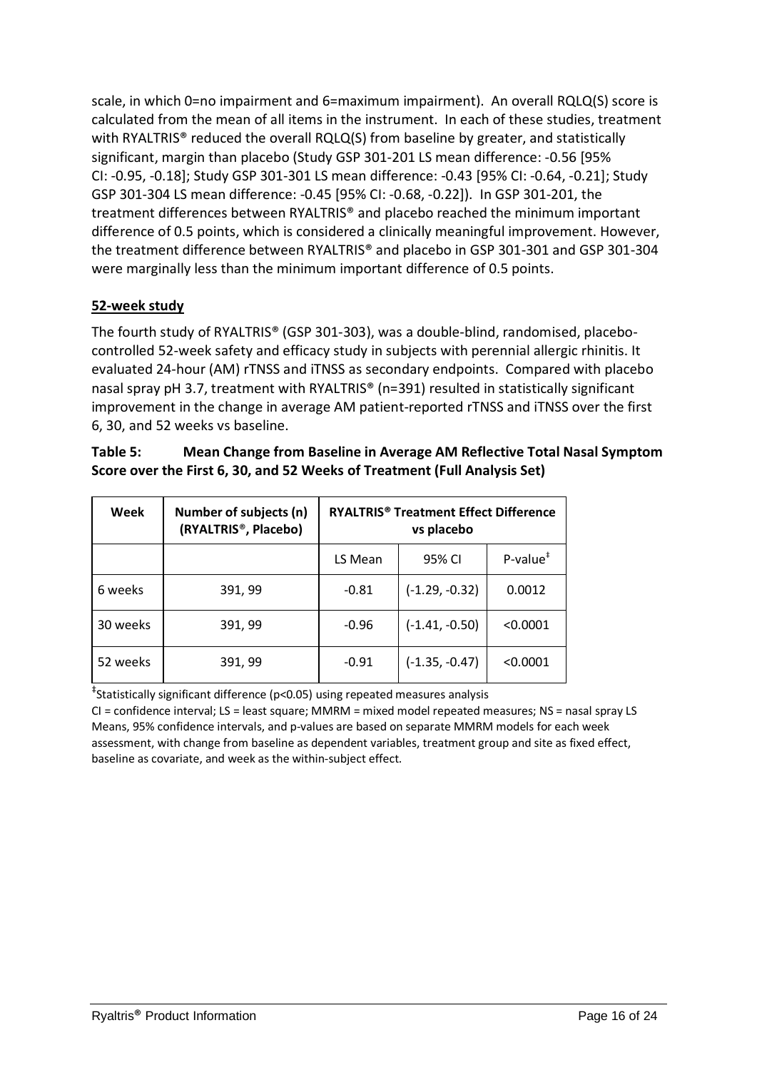scale, in which 0=no impairment and 6=maximum impairment). An overall RQLQ(S) score is calculated from the mean of all items in the instrument. In each of these studies, treatment with RYALTRIS® reduced the overall RQLQ(S) from baseline by greater, and statistically significant, margin than placebo (Study GSP 301-201 LS mean difference: -0.56 [95% CI: -0.95, -0.18]; Study GSP 301-301 LS mean difference: -0.43 [95% CI: -0.64, -0.21]; Study GSP 301-304 LS mean difference: -0.45 [95% CI: -0.68, -0.22]). In GSP 301-201, the treatment differences between RYALTRIS® and placebo reached the minimum important difference of 0.5 points, which is considered a clinically meaningful improvement. However, the treatment difference between RYALTRIS® and placebo in GSP 301-301 and GSP 301-304 were marginally less than the minimum important difference of 0.5 points.

**52-week study**

The fourth study of RYALTRIS® (GSP 301-303), was a double-blind, randomised, placebo-controlled 52-week safety and efficacy study in subjects with perennial allergic rhinitis. It evaluated 24-hour (AM) rTNSS and iTNSS as secondary endpoints. Compared with placebo nasal spray pH 3.7, treatment with RYALTRIS® (n=391) resulted in statistically significant improvement in the change in average AM patient-reported rTNSS and iTNSS over the first 6, 30, and 52 weeks vs baseline.

**Table 5: Mean Change from Baseline in Average AM Reflective Total Nasal Symptom Score over the First 6, 30, and 52 Weeks of Treatment (Full Analysis Set)**

| Week | Number of subjects (n) (RYALTRIS®, Placebo) | RYALTRIS® Treatment Effect Difference vs placebo | | |
|---|---|---|---|---|
| | | LS Mean | 95% CI | P-value‡ |
| 6 weeks | 391, 99 | -0.81 | (-1.29, -0.32) | 0.0012 |
| 30 weeks | 391, 99 | -0.96 | (-1.41, -0.50) | <0.0001 |
| 52 weeks | 391, 99 | -0.91 | (-1.35, -0.47) | <0.0001 |

‡Statistically significant difference ($p<0.05$) using repeated measures analysis

CI = confidence interval; LS = least square; MMRM = mixed model repeated measures; NS = nasal spray LS Means, 95% confidence intervals, and p-values are based on separate MMRM models for each week assessment, with change from baseline as dependent variables, treatment group and site as fixed effect, baseline as covariate, and week as the within-subject effect.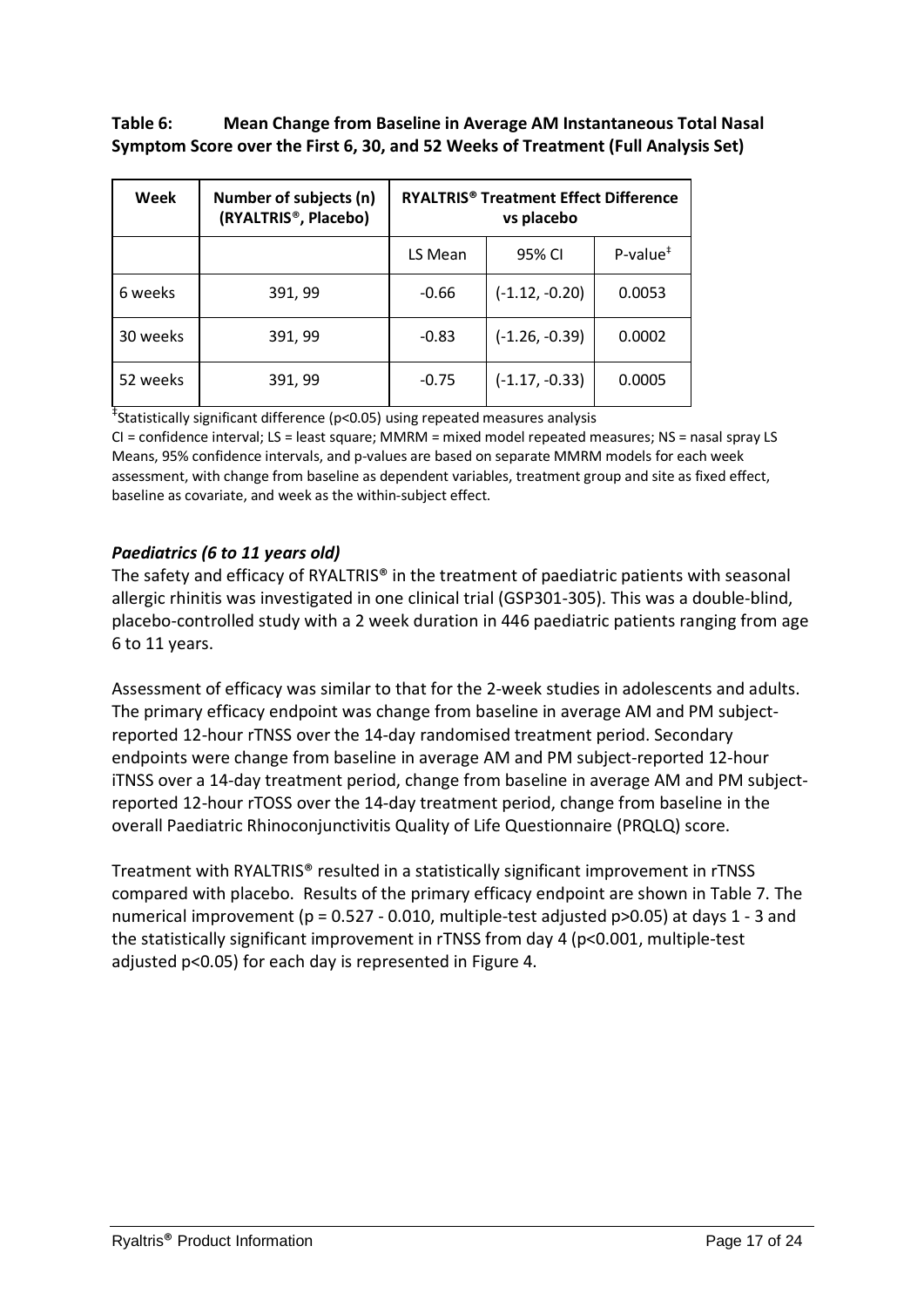**Table 6: Mean Change from Baseline in Average AM Instantaneous Total Nasal Symptom Score over the First 6, 30, and 52 Weeks of Treatment (Full Analysis Set)**

| Week | Number of subjects (n) (RYALTRIS®, Placebo) | RYALTRIS® Treatment Effect Difference vs placebo | | |
|---|---|---|---|---|
| | | LS Mean | 95% CI | P-value‡ |
| 6 weeks | 391, 99 | -0.66 | (-1.12, -0.20) | 0.0053 |
| 30 weeks | 391, 99 | -0.83 | (-1.26, -0.39) | 0.0002 |
| 52 weeks | 391, 99 | -0.75 | (-1.17, -0.33) | 0.0005 |

‡Statistically significant difference ($p<0.05$) using repeated measures analysis

CI = confidence interval; LS = least square; MMRM = mixed model repeated measures; NS = nasal spray LS Means, 95% confidence intervals, and p-values are based on separate MMRM models for each week assessment, with change from baseline as dependent variables, treatment group and site as fixed effect, baseline as covariate, and week as the within-subject effect.

### *Paediatrics (6 to 11 years old)*

The safety and efficacy of RYALTRIS® in the treatment of paediatric patients with seasonal allergic rhinitis was investigated in one clinical trial (GSP301-305). This was a double-blind, placebo-controlled study with a 2 week duration in 446 paediatric patients ranging from age 6 to 11 years.

Assessment of efficacy was similar to that for the 2-week studies in adolescents and adults. The primary efficacy endpoint was change from baseline in average AM and PM subject-reported 12-hour rTNSS over the 14-day randomised treatment period. Secondary endpoints were change from baseline in average AM and PM subject-reported 12-hour iTNSS over a 14-day treatment period, change from baseline in average AM and PM subject-reported 12-hour rTOSS over the 14-day treatment period, change from baseline in the overall Paediatric Rhinoconjunctivitis Quality of Life Questionnaire (PRQLQ) score.

Treatment with RYALTRIS® resulted in a statistically significant improvement in rTNSS compared with placebo. Results of the primary efficacy endpoint are shown in Table 7. The numerical improvement ($p = 0.527 - 0.010$, multiple-test adjusted $p>0.05$) at days 1 - 3 and the statistically significant improvement in rTNSS from day 4 ($p<0.001$, multiple-test adjusted $p<0.05$) for each day is represented in Figure 4.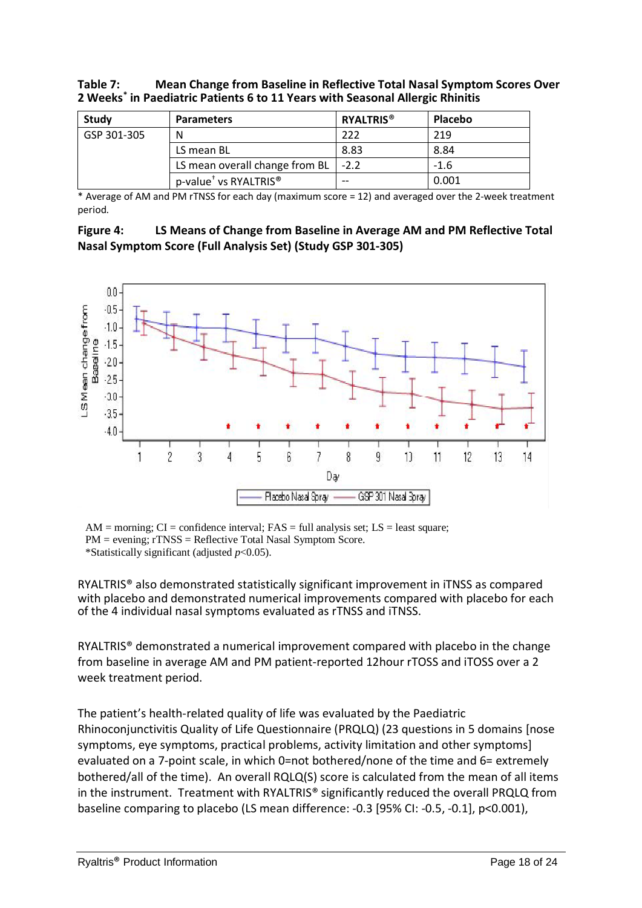**Table 7: Mean Change from Baseline in Reflective Total Nasal Symptom Scores Over 2 Weeks* in Paediatric Patients 6 to 11 Years with Seasonal Allergic Rhinitis**

| Study | Parameters | RYALTRIS® | Placebo |
|---|---|---|---|
| GSP 301-305 | N | 222 | 219 |
| | LS mean BL | 8.83 | 8.84 |
| | LS mean overall change from BL | -2.2 | -1.6 |
| | p-value† vs RYALTRIS® | -- | 0.001 |

* Average of AM and PM rTNSS for each day (maximum score = 12) and averaged over the 2-week treatment period.

**Figure 4: LS Means of Change from Baseline in Average AM and PM Reflective Total Nasal Symptom Score (Full Analysis Set) (Study GSP 301-305)**

AM = morning; CI = confidence interval; FAS = full analysis set; LS = least square; PM = evening; rTNSS = Reflective Total Nasal Symptom Score.
*Statistically significant (adjusted $p<0.05$).

RYALTRIS® also demonstrated statistically significant improvement in iTNSS as compared with placebo and demonstrated numerical improvements compared with placebo for each of the 4 individual nasal symptoms evaluated as rTNSS and iTNSS.

RYALTRIS® demonstrated a numerical improvement compared with placebo in the change from baseline in average AM and PM patient-reported 12hour rTOSS and iTOSS over a 2 week treatment period.

The patient's health-related quality of life was evaluated by the Paediatric Rhinoconjunctivitis Quality of Life Questionnaire (PRQLQ) (23 questions in 5 domains [nose symptoms, eye symptoms, practical problems, activity limitation and other symptoms] evaluated on a 7-point scale, in which 0=not bothered/none of the time and 6= extremely bothered/all of the time). An overall RQLQ(S) score is calculated from the mean of all items in the instrument. Treatment with RYALTRIS® significantly reduced the overall PRQLQ from baseline comparing to placebo (LS mean difference: -0.3 [95% CI: -0.5, -0.1], p<0.001),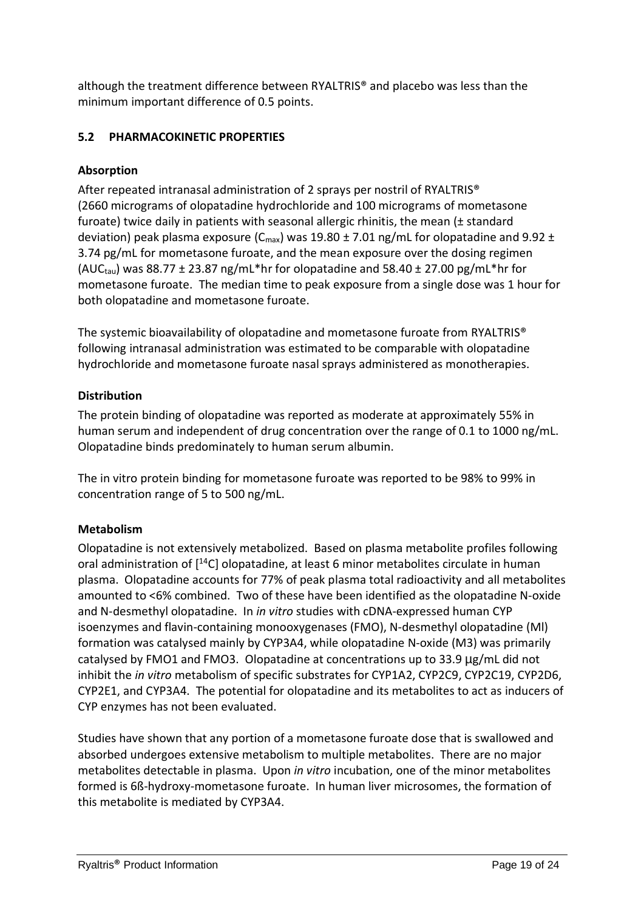although the treatment difference between RYALTRIS® and placebo was less than the minimum important difference of 0.5 points.

## 5.2 PHARMACOKINETIC PROPERTIES

### Absorption

After repeated intranasal administration of 2 sprays per nostril of RYALTRIS® (2660 micrograms of olopatadine hydrochloride and 100 micrograms of mometasone furoate) twice daily in patients with seasonal allergic rhinitis, the mean (± standard deviation) peak plasma exposure ($C_{max}$) was 19.80 ± 7.01 ng/mL for olopatadine and 9.92 ± 3.74 pg/mL for mometasone furoate, and the mean exposure over the dosing regimen ($AUC_{tau}$) was 88.77 ± 23.87 ng/mL*hr for olopatadine and 58.40 ± 27.00 pg/mL*hr for mometasone furoate. The median time to peak exposure from a single dose was 1 hour for both olopatadine and mometasone furoate.

The systemic bioavailability of olopatadine and mometasone furoate from RYALTRIS® following intranasal administration was estimated to be comparable with olopatadine hydrochloride and mometasone furoate nasal sprays administered as monotherapies.

### Distribution

The protein binding of olopatadine was reported as moderate at approximately 55% in human serum and independent of drug concentration over the range of 0.1 to 1000 ng/mL. Olopatadine binds predominately to human serum albumin.

The in vitro protein binding for mometasone furoate was reported to be 98% to 99% in concentration range of 5 to 500 ng/mL.

### Metabolism

Olopatadine is not extensively metabolized. Based on plasma metabolite profiles following oral administration of [$^{14}$C] olopatadine, at least 6 minor metabolites circulate in human plasma. Olopatadine accounts for 77% of peak plasma total radioactivity and all metabolites amounted to <6% combined. Two of these have been identified as the olopatadine N-oxide and N-desmethyl olopatadine. In *in vitro* studies with cDNA-expressed human CYP isoenzymes and flavin-containing monooxygenases (FMO), N-desmethyl olopatadine (Ml) formation was catalysed mainly by CYP3A4, while olopatadine N-oxide (M3) was primarily catalysed by FMO1 and FMO3. Olopatadine at concentrations up to 33.9 μg/mL did not inhibit the *in vitro* metabolism of specific substrates for CYP1A2, CYP2C9, CYP2C19, CYP2D6, CYP2E1, and CYP3A4. The potential for olopatadine and its metabolites to act as inducers of CYP enzymes has not been evaluated.

Studies have shown that any portion of a mometasone furoate dose that is swallowed and absorbed undergoes extensive metabolism to multiple metabolites. There are no major metabolites detectable in plasma. Upon *in vitro* incubation, one of the minor metabolites formed is 6ß-hydroxy-mometasone furoate. In human liver microsomes, the formation of this metabolite is mediated by CYP3A4.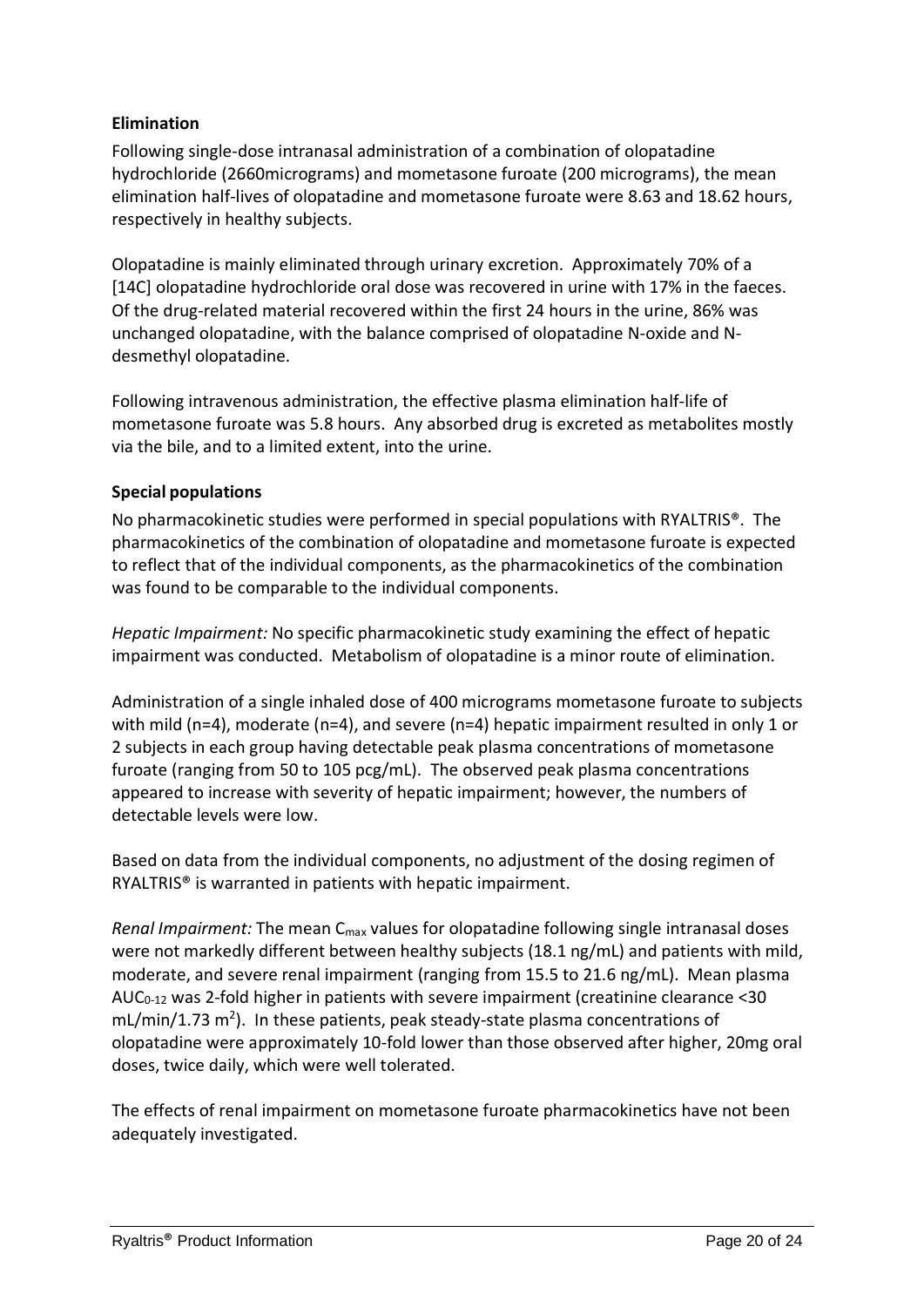**Elimination**

Following single-dose intranasal administration of a combination of olopatadine hydrochloride (2660micrograms) and mometasone furoate (200 micrograms), the mean elimination half-lives of olopatadine and mometasone furoate were 8.63 and 18.62 hours, respectively in healthy subjects.

Olopatadine is mainly eliminated through urinary excretion. Approximately 70% of a [14C] olopatadine hydrochloride oral dose was recovered in urine with 17% in the faeces. Of the drug-related material recovered within the first 24 hours in the urine, 86% was unchanged olopatadine, with the balance comprised of olopatadine N-oxide and N-desmethyl olopatadine.

Following intravenous administration, the effective plasma elimination half-life of mometasone furoate was 5.8 hours. Any absorbed drug is excreted as metabolites mostly via the bile, and to a limited extent, into the urine.

**Special populations**

No pharmacokinetic studies were performed in special populations with RYALTRIS®. The pharmacokinetics of the combination of olopatadine and mometasone furoate is expected to reflect that of the individual components, as the pharmacokinetics of the combination was found to be comparable to the individual components.

*Hepatic Impairment:* No specific pharmacokinetic study examining the effect of hepatic impairment was conducted. Metabolism of olopatadine is a minor route of elimination.

Administration of a single inhaled dose of 400 micrograms mometasone furoate to subjects with mild (n=4), moderate (n=4), and severe (n=4) hepatic impairment resulted in only 1 or 2 subjects in each group having detectable peak plasma concentrations of mometasone furoate (ranging from 50 to 105 pcg/mL). The observed peak plasma concentrations appeared to increase with severity of hepatic impairment; however, the numbers of detectable levels were low.

Based on data from the individual components, no adjustment of the dosing regimen of RYALTRIS® is warranted in patients with hepatic impairment.

*Renal Impairment:* The mean $C_{max}$ values for olopatadine following single intranasal doses were not markedly different between healthy subjects (18.1 ng/mL) and patients with mild, moderate, and severe renal impairment (ranging from 15.5 to 21.6 ng/mL). Mean plasma $AUC_{0-12}$ was 2-fold higher in patients with severe impairment (creatinine clearance <30 mL/min/1.73 $m^2$). In these patients, peak steady-state plasma concentrations of olopatadine were approximately 10-fold lower than those observed after higher, 20mg oral doses, twice daily, which were well tolerated.

The effects of renal impairment on mometasone furoate pharmacokinetics have not been adequately investigated.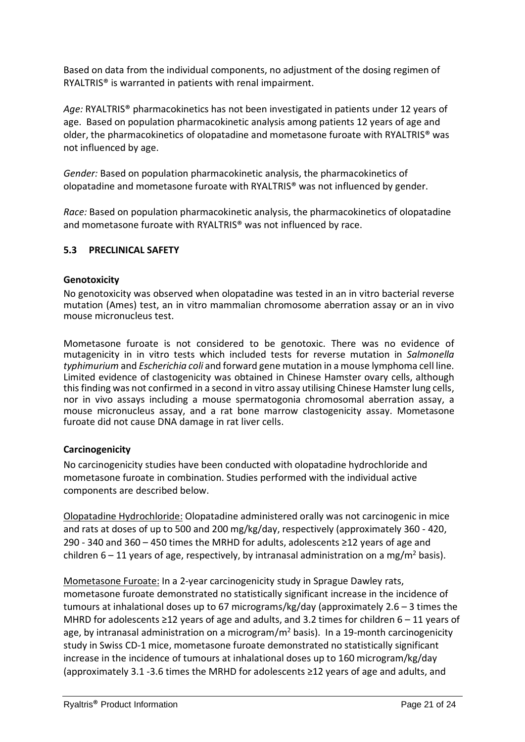Based on data from the individual components, no adjustment of the dosing regimen of RYALTRIS® is warranted in patients with renal impairment.

*Age:* RYALTRIS® pharmacokinetics has not been investigated in patients under 12 years of age. Based on population pharmacokinetic analysis among patients 12 years of age and older, the pharmacokinetics of olopatadine and mometasone furoate with RYALTRIS® was not influenced by age.

*Gender:* Based on population pharmacokinetic analysis, the pharmacokinetics of olopatadine and mometasone furoate with RYALTRIS® was not influenced by gender.

*Race:* Based on population pharmacokinetic analysis, the pharmacokinetics of olopatadine and mometasone furoate with RYALTRIS® was not influenced by race.

### 5.3 PRECLINICAL SAFETY

**Genotoxicity**

No genotoxicity was observed when olopatadine was tested in an in vitro bacterial reverse mutation (Ames) test, an in vitro mammalian chromosome aberration assay or an in vivo mouse micronucleus test.

Mometasone furoate is not considered to be genotoxic. There was no evidence of mutagenicity in in vitro tests which included tests for reverse mutation in *Salmonella typhimurium* and *Escherichia coli* and forward gene mutation in a mouse lymphoma cell line. Limited evidence of clastogenicity was obtained in Chinese Hamster ovary cells, although this finding was not confirmed in a second in vitro assay utilising Chinese Hamster lung cells, nor in vivo assays including a mouse spermatogonia chromosomal aberration assay, a mouse micronucleus assay, and a rat bone marrow clastogenicity assay. Mometasone furoate did not cause DNA damage in rat liver cells.

**Carcinogenicity**

No carcinogenicity studies have been conducted with olopatadine hydrochloride and mometasone furoate in combination. Studies performed with the individual active components are described below.

Olopatadine Hydrochloride: Olopatadine administered orally was not carcinogenic in mice and rats at doses of up to 500 and 200 mg/kg/day, respectively (approximately 360 - 420, 290 - 340 and 360 – 450 times the MRHD for adults, adolescents ≥12 years of age and children 6 – 11 years of age, respectively, by intranasal administration on a mg/m$^2$ basis).

Mometasone Furoate: In a 2-year carcinogenicity study in Sprague Dawley rats, mometasone furoate demonstrated no statistically significant increase in the incidence of tumours at inhalational doses up to 67 micrograms/kg/day (approximately 2.6 – 3 times the MHRD for adolescents ≥12 years of age and adults, and 3.2 times for children 6 – 11 years of age, by intranasal administration on a microgram/m$^2$ basis). In a 19-month carcinogenicity study in Swiss CD-1 mice, mometasone furoate demonstrated no statistically significant increase in the incidence of tumours at inhalational doses up to 160 microgram/kg/day (approximately 3.1 -3.6 times the MRHD for adolescents ≥12 years of age and adults, and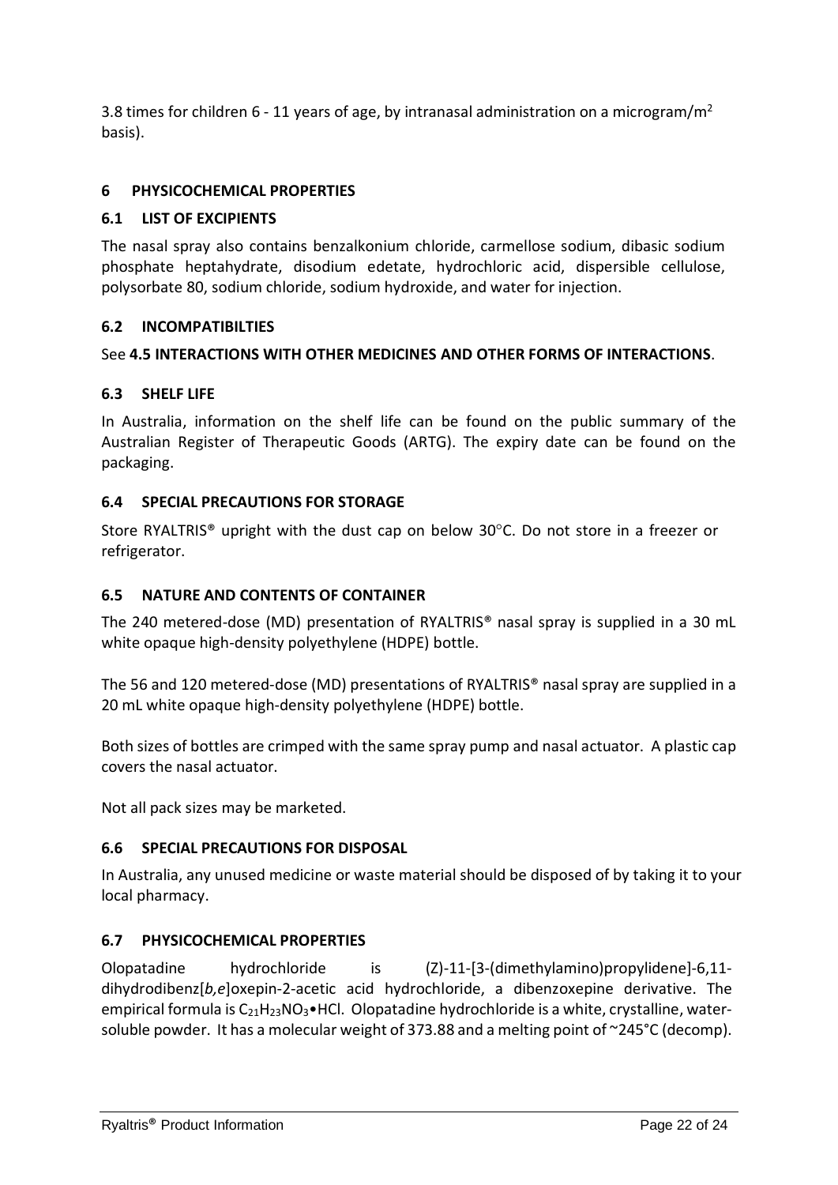3.8 times for children 6 - 11 years of age, by intranasal administration on a microgram/$m^2$ basis).

## 6 PHYSICOCHEMICAL PROPERTIES

### 6.1 LIST OF EXCIPIENTS

The nasal spray also contains benzalkonium chloride, carmellose sodium, dibasic sodium phosphate heptahydrate, disodium edetate, hydrochloric acid, dispersible cellulose, polysorbate 80, sodium chloride, sodium hydroxide, and water for injection.

### 6.2 INCOMPATIBILTIES

See **4.5 INTERACTIONS WITH OTHER MEDICINES AND OTHER FORMS OF INTERACTIONS**.

### 6.3 SHELF LIFE

In Australia, information on the shelf life can be found on the public summary of the Australian Register of Therapeutic Goods (ARTG). The expiry date can be found on the packaging.

### 6.4 SPECIAL PRECAUTIONS FOR STORAGE

Store RYALTRIS® upright with the dust cap on below 30°C. Do not store in a freezer or refrigerator.

### 6.5 NATURE AND CONTENTS OF CONTAINER

The 240 metered-dose (MD) presentation of RYALTRIS® nasal spray is supplied in a 30 mL white opaque high-density polyethylene (HDPE) bottle.

The 56 and 120 metered-dose (MD) presentations of RYALTRIS® nasal spray are supplied in a 20 mL white opaque high-density polyethylene (HDPE) bottle.

Both sizes of bottles are crimped with the same spray pump and nasal actuator. A plastic cap covers the nasal actuator.

Not all pack sizes may be marketed.

### 6.6 SPECIAL PRECAUTIONS FOR DISPOSAL

In Australia, any unused medicine or waste material should be disposed of by taking it to your local pharmacy.

### 6.7 PHYSICOCHEMICAL PROPERTIES

Olopatadine hydrochloride is (Z)-11-[3-(dimethylamino)propylidene]-6,11-dihydrodibenz[*b,e*]oxepin-2-acetic acid hydrochloride, a dibenzoxepine derivative. The empirical formula is $C_{21}H_{23}NO_3$•HCl. Olopatadine hydrochloride is a white, crystalline, water-soluble powder. It has a molecular weight of 373.88 and a melting point of ~245°C (decomp).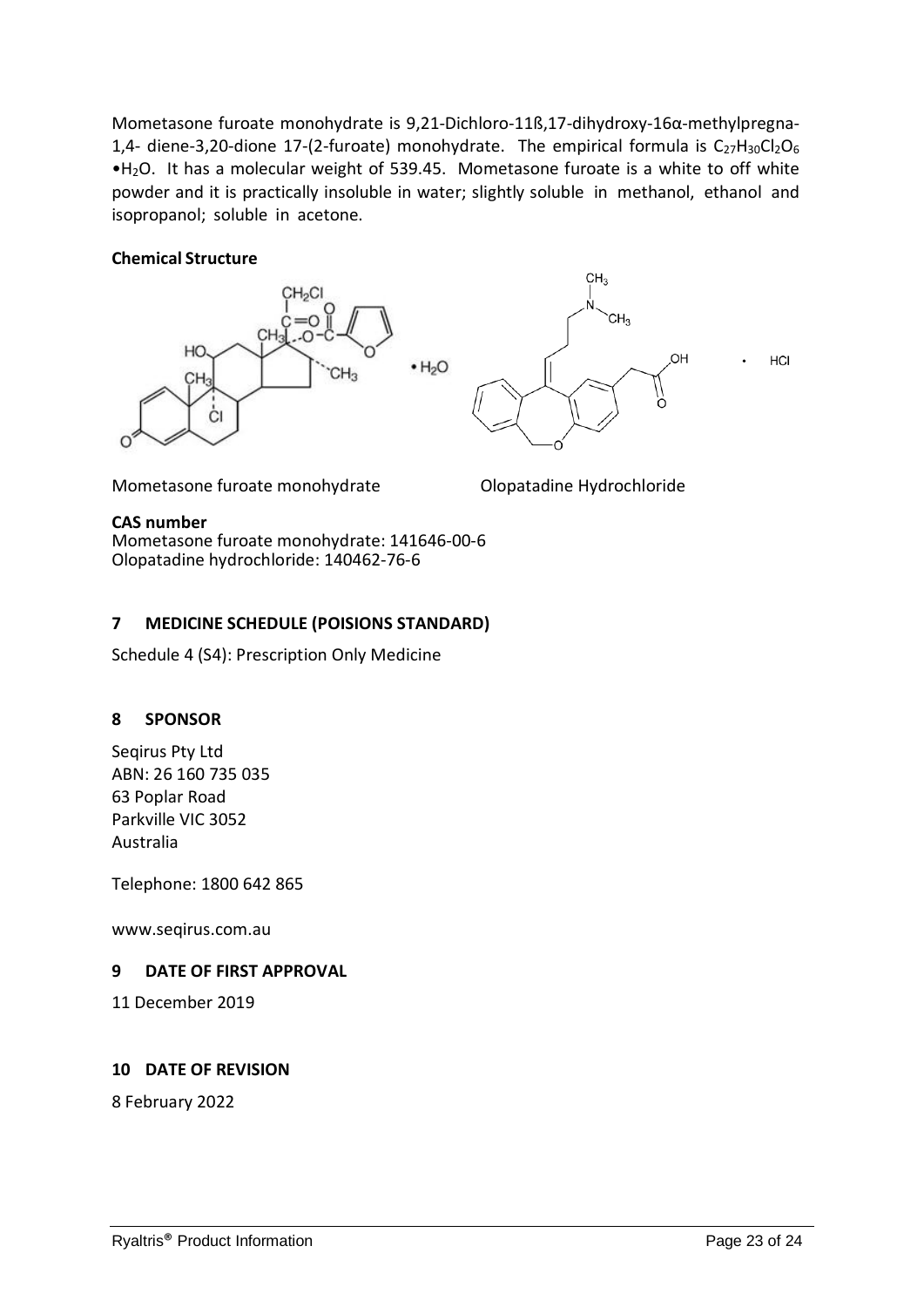Mometasone furoate monohydrate is 9,21-Dichloro-11ß,17-dihydroxy-16α-methylpregna-1,4- diene-3,20-dione 17-(2-furoate) monohydrate. The empirical formula is $C_{27}H_{30}Cl_2O_6 \cdot H_2O$. It has a molecular weight of 539.45. Mometasone furoate is a white to off white powder and it is practically insoluble in water; slightly soluble in methanol, ethanol and isopropanol; soluble in acetone.

**Chemical Structure**

Mometasone furoate monohydrate

Olopatadine Hydrochloride

**CAS number**

Mometasone furoate monohydrate: 141646-00-6
Olopatadine hydrochloride: 140462-76-6

## 7 MEDICINE SCHEDULE (POISIONS STANDARD)

Schedule 4 (S4): Prescription Only Medicine

## 8 SPONSOR

Seqirus Pty Ltd
ABN: 26 160 735 035
63 Poplar Road
Parkville VIC 3052
Australia

Telephone: 1800 642 865

www.seqirus.com.au

## 9 DATE OF FIRST APPROVAL

11 December 2019

## 10 DATE OF REVISION

8 February 2022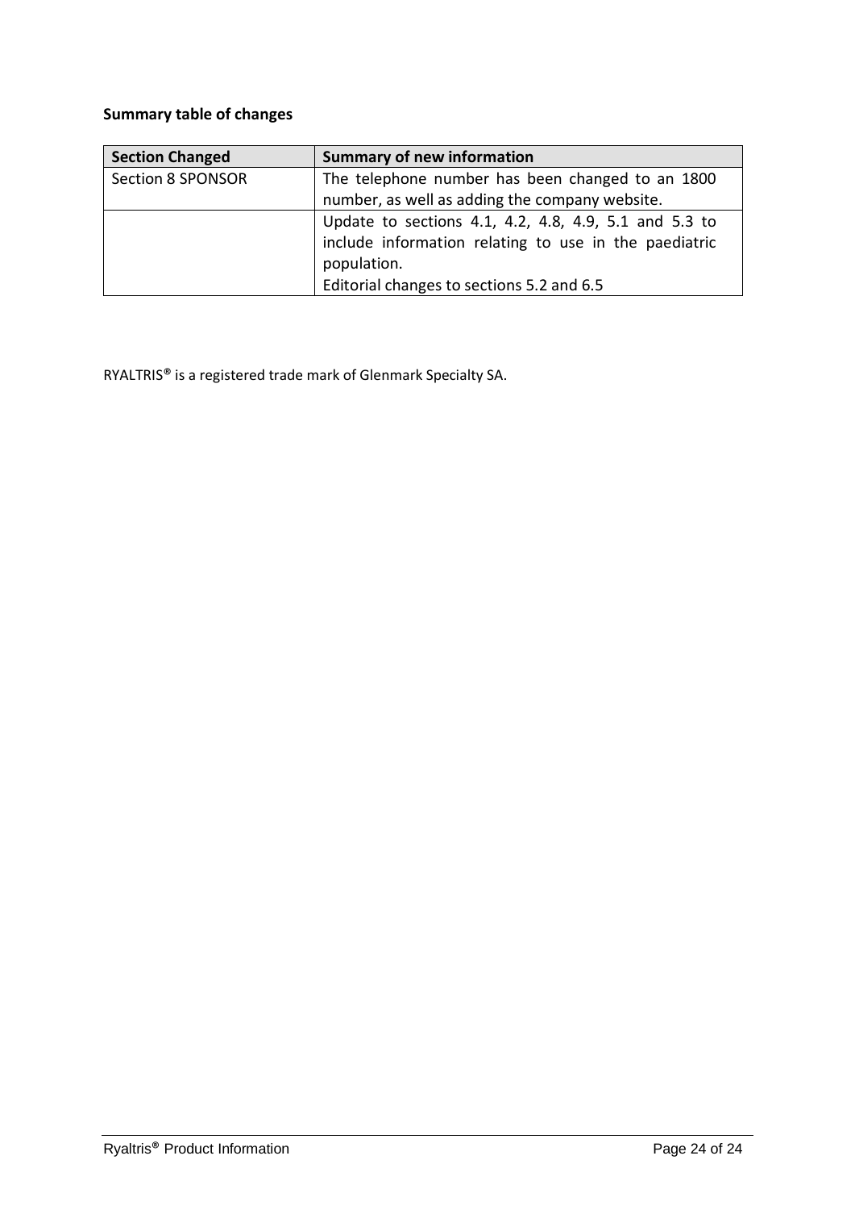**Summary table of changes**

| Section Changed | Summary of new information |
| --- | --- |
| Section 8 SPONSOR | The telephone number has been changed to an 1800 number, as well as adding the company website. |
| | Update to sections 4.1, 4.2, 4.8, 4.9, 5.1 and 5.3 to include information relating to use in the paediatric population.<br>Editorial changes to sections 5.2 and 6.5 |

RYALTRIS® is a registered trade mark of Glenmark Specialty SA.